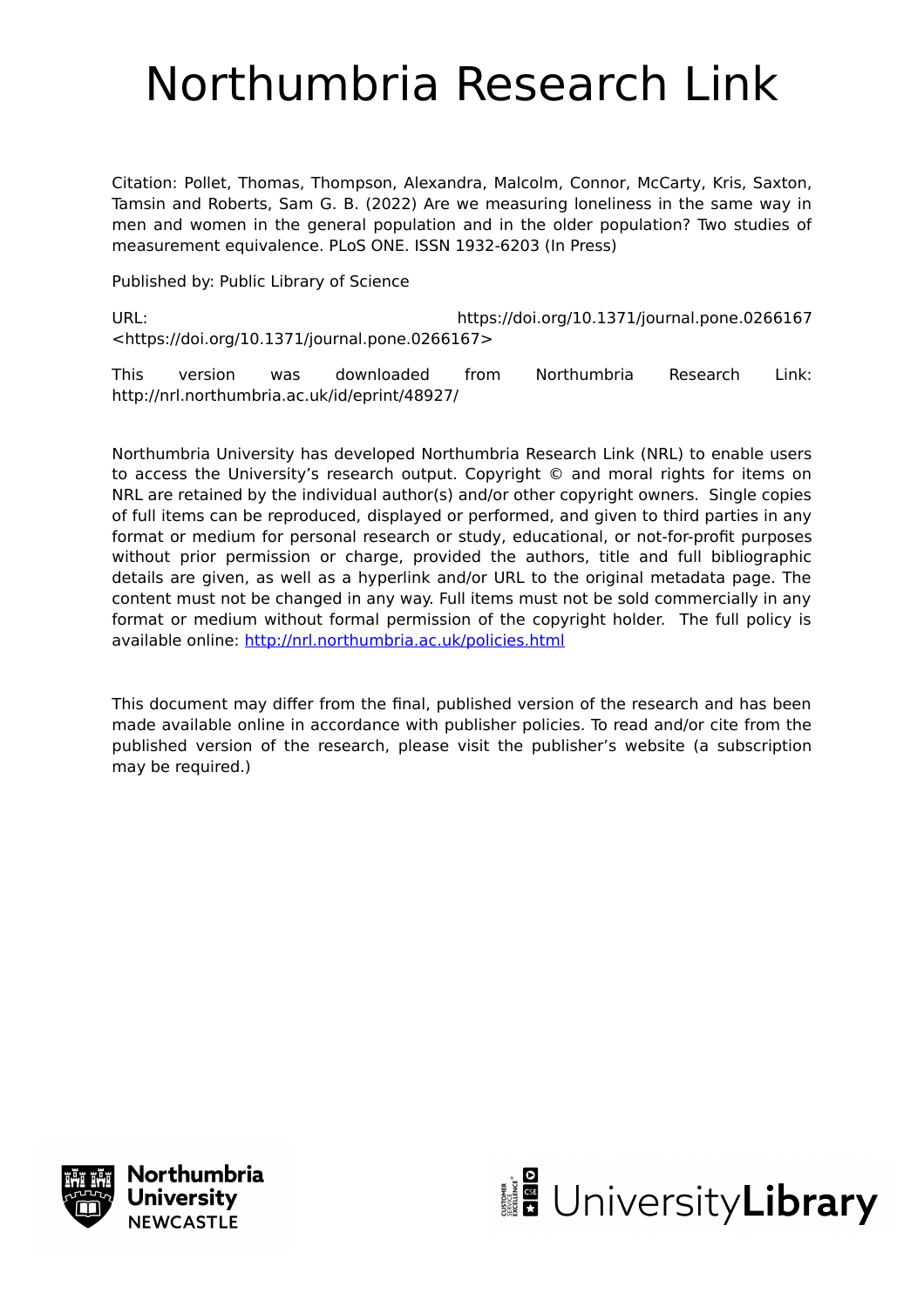# Northumbria Research Link

Citation: Pollet, Thomas, Thompson, Alexandra, Malcolm, Connor, McCarty, Kris, Saxton, Tamsin and Roberts, Sam G. B. (2022) Are we measuring loneliness in the same way in men and women in the general population and in the older population? Two studies of measurement equivalence. PLoS ONE. ISSN 1932-6203 (In Press)

Published by: Public Library of Science

URL: https://doi.org/10.1371/journal.pone.0266167 <https://doi.org/10.1371/journal.pone.0266167>

This version was downloaded from Northumbria Research Link: http://nrl.northumbria.ac.uk/id/eprint/48927/

Northumbria University has developed Northumbria Research Link (NRL) to enable users to access the University's research output. Copyright © and moral rights for items on NRL are retained by the individual author(s) and/or other copyright owners. Single copies of full items can be reproduced, displayed or performed, and given to third parties in any format or medium for personal research or study, educational, or not-for-profit purposes without prior permission or charge, provided the authors, title and full bibliographic details are given, as well as a hyperlink and/or URL to the original metadata page. The content must not be changed in any way. Full items must not be sold commercially in any format or medium without formal permission of the copyright holder. The full policy is available online: http://nrl.northumbria.ac.uk/policies.html

This document may differ from the final, published version of the research and has been made available online in accordance with publisher policies. To read and/or cite from the published version of the research, please visit the publisher's website (a subscription may be required.)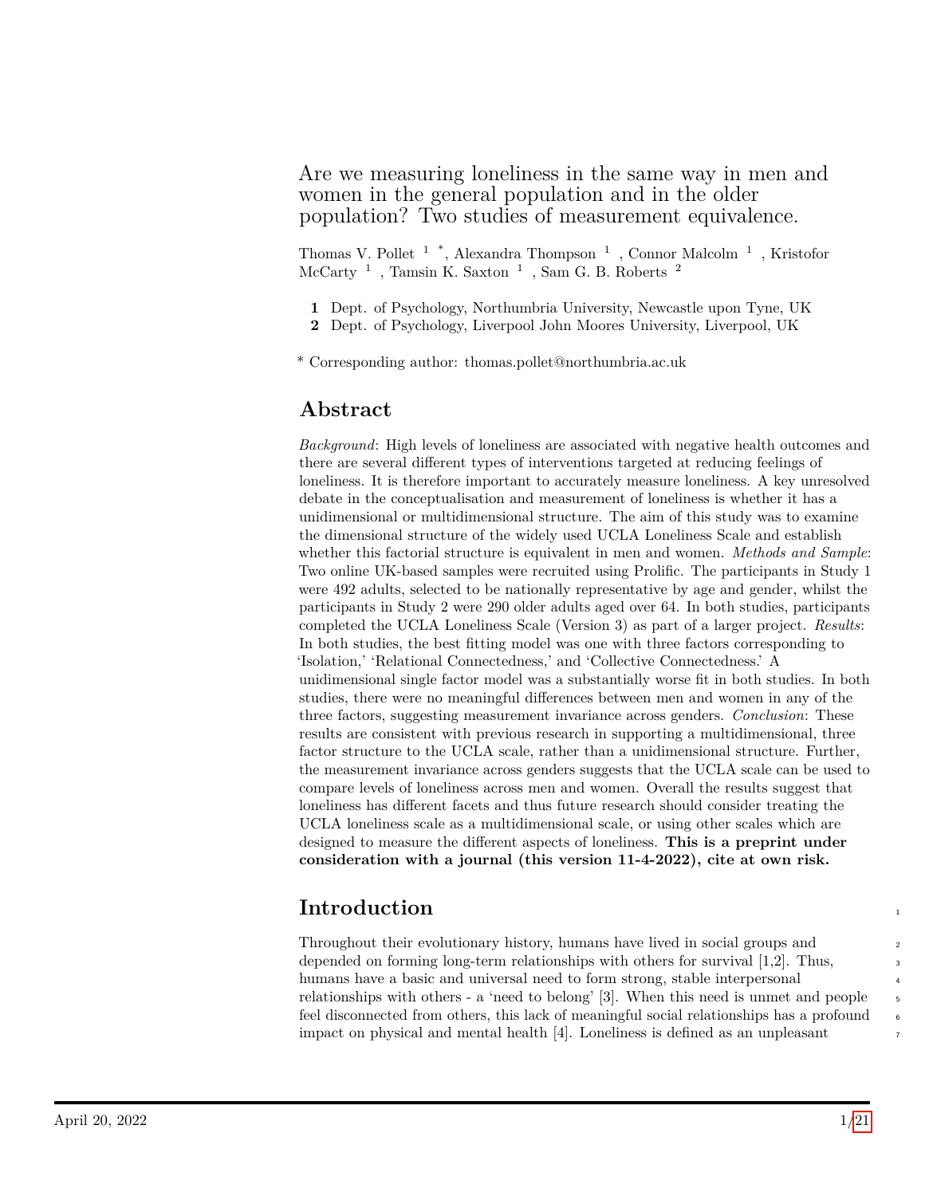# Are we measuring loneliness in the same way in men and women in the general population and in the older population? Two studies of measurement equivalence.

Thomas V. Pollet [1] [*], Alexandra Thompson [1], Connor Malcolm [1], Kristofor McCarty [1], Tamsin K. Saxton [1], Sam G. B. Roberts [2]

**1** Dept. of Psychology, Northumbria University, Newcastle upon Tyne, UK
**2** Dept. of Psychology, Liverpool John Moores University, Liverpool, UK

* Corresponding author: thomas.pollet@northumbria.ac.uk

## Abstract

*Background*: High levels of loneliness are associated with negative health outcomes and there are several different types of interventions targeted at reducing feelings of loneliness. It is therefore important to accurately measure loneliness. A key unresolved debate in the conceptualisation and measurement of loneliness is whether it has a unidimensional or multidimensional structure. The aim of this study was to examine the dimensional structure of the widely used UCLA Loneliness Scale and establish whether this factorial structure is equivalent in men and women. *Methods and Sample*: Two online UK-based samples were recruited using Prolific. The participants in Study 1 were 492 adults, selected to be nationally representative by age and gender, whilst the participants in Study 2 were 290 older adults aged over 64. In both studies, participants completed the UCLA Loneliness Scale (Version 3) as part of a larger project. *Results*: In both studies, the best fitting model was one with three factors corresponding to 'Isolation,' 'Relational Connectedness,' and 'Collective Connectedness.' A unidimensional single factor model was a substantially worse fit in both studies. In both studies, there were no meaningful differences between men and women in any of the three factors, suggesting measurement invariance across genders. *Conclusion*: These results are consistent with previous research in supporting a multidimensional, three factor structure to the UCLA scale, rather than a unidimensional structure. Further, the measurement invariance across genders suggests that the UCLA scale can be used to compare levels of loneliness across men and women. Overall the results suggest that loneliness has different facets and thus future research should consider treating the UCLA loneliness scale as a multidimensional scale, or using other scales which are designed to measure the different aspects of loneliness. **This is a preprint under consideration with a journal (this version 11-4-2022), cite at own risk.**

## Introduction

Throughout their evolutionary history, humans have lived in social groups and depended on forming long-term relationships with others for survival [1,2]. Thus, humans have a basic and universal need to form strong, stable interpersonal relationships with others - a 'need to belong' [3]. When this need is unmet and people feel disconnected from others, this lack of meaningful social relationships has a profound impact on physical and mental health [4]. Loneliness is defined as an unpleasant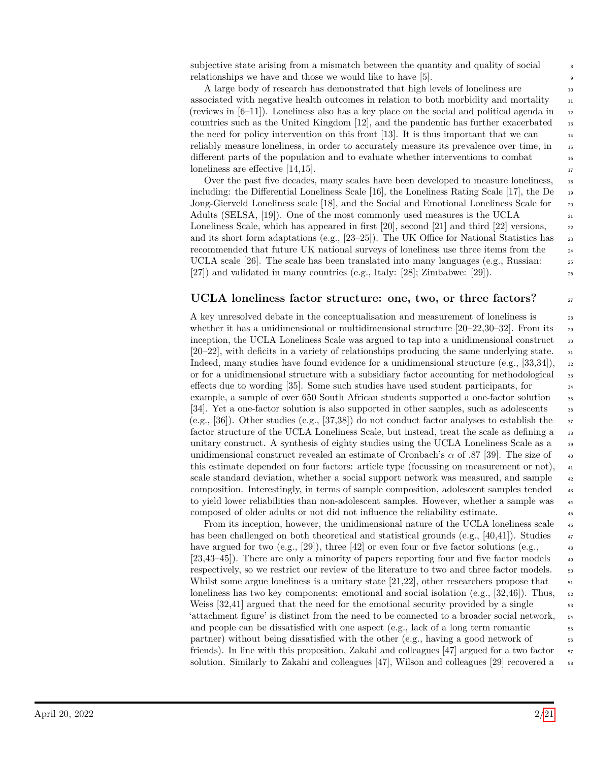subjective state arising from a mismatch between the quantity and quality of social relationships we have and those we would like to have [5].

A large body of research has demonstrated that high levels of loneliness are associated with negative health outcomes in relation to both morbidity and mortality (reviews in [6–11]). Loneliness also has a key place on the social and political agenda in countries such as the United Kingdom [12], and the pandemic has further exacerbated the need for policy intervention on this front [13]. It is thus important that we can reliably measure loneliness, in order to accurately measure its prevalence over time, in different parts of the population and to evaluate whether interventions to combat loneliness are effective [14,15].

Over the past five decades, many scales have been developed to measure loneliness, including: the Differential Loneliness Scale [16], the Loneliness Rating Scale [17], the De Jong-Gierveld Loneliness scale [18], and the Social and Emotional Loneliness Scale for Adults (SELSA, [19]). One of the most commonly used measures is the UCLA Loneliness Scale, which has appeared in first [20], second [21] and third [22] versions, and its short form adaptations (e.g., [23–25]). The UK Office for National Statistics has recommended that future UK national surveys of loneliness use three items from the UCLA scale [26]. The scale has been translated into many languages (e.g., Russian: [27]) and validated in many countries (e.g., Italy: [28]; Zimbabwe: [29]).

## UCLA loneliness factor structure: one, two, or three factors?

A key unresolved debate in the conceptualisation and measurement of loneliness is whether it has a unidimensional or multidimensional structure [20–22,30–32]. From its inception, the UCLA Loneliness Scale was argued to tap into a unidimensional construct [20–22], with deficits in a variety of relationships producing the same underlying state. Indeed, many studies have found evidence for a unidimensional structure (e.g., [33,34]), or for a unidimensional structure with a subsidiary factor accounting for methodological effects due to wording [35]. Some such studies have used student participants, for example, a sample of over 650 South African students supported a one-factor solution [34]. Yet a one-factor solution is also supported in other samples, such as adolescents (e.g., [36]). Other studies (e.g., [37,38]) do not conduct factor analyses to establish the factor structure of the UCLA Loneliness Scale, but instead, treat the scale as defining a unitary construct. A synthesis of eighty studies using the UCLA Loneliness Scale as a unidimensional construct revealed an estimate of Cronbach's $\alpha$ of .87 [39]. The size of this estimate depended on four factors: article type (focussing on measurement or not), scale standard deviation, whether a social support network was measured, and sample composition. Interestingly, in terms of sample composition, adolescent samples tended to yield lower reliabilities than non-adolescent samples. However, whether a sample was composed of older adults or not did not influence the reliability estimate.

From its inception, however, the unidimensional nature of the UCLA loneliness scale has been challenged on both theoretical and statistical grounds (e.g., [40,41]). Studies have argued for two (e.g., [29]), three [42] or even four or five factor solutions (e.g., [23,43–45]). There are only a minority of papers reporting four and five factor models respectively, so we restrict our review of the literature to two and three factor models. Whilst some argue loneliness is a unitary state [21,22], other researchers propose that loneliness has two key components: emotional and social isolation (e.g., [32,46]). Thus, Weiss [32,41] argued that the need for the emotional security provided by a single 'attachment figure' is distinct from the need to be connected to a broader social network, and people can be dissatisfied with one aspect (e.g., lack of a long term romantic partner) without being dissatisfied with the other (e.g., having a good network of friends). In line with this proposition, Zakahi and colleagues [47] argued for a two factor solution. Similarly to Zakahi and colleagues [47], Wilson and colleagues [29] recovered a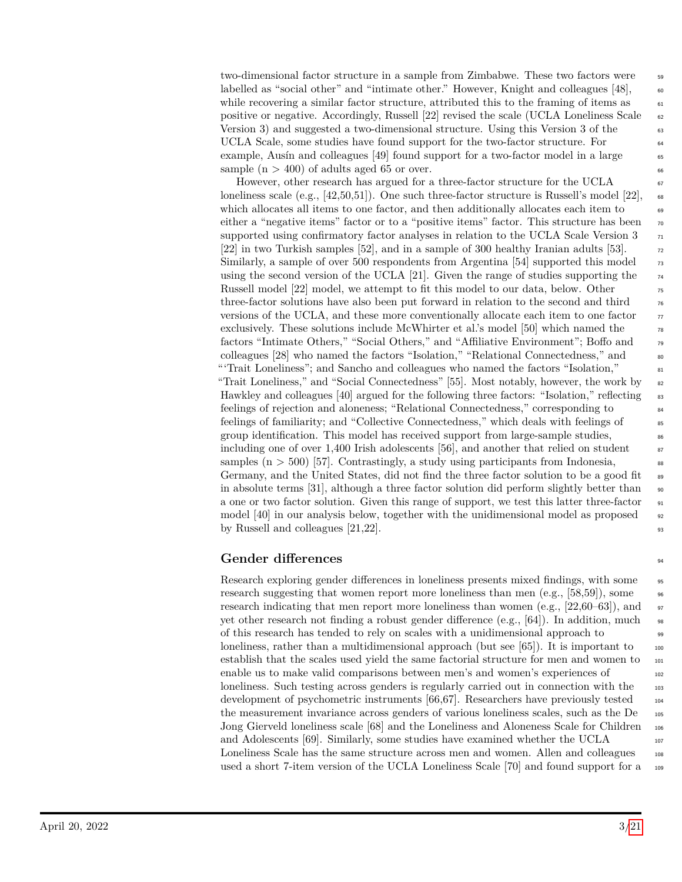two-dimensional factor structure in a sample from Zimbabwe. These two factors were labelled as "social other" and "intimate other." However, Knight and colleagues [48], while recovering a similar factor structure, attributed this to the framing of items as positive or negative. Accordingly, Russell [22] revised the scale (UCLA Loneliness Scale Version 3) and suggested a two-dimensional structure. Using this Version 3 of the UCLA Scale, some studies have found support for the two-factor structure. For example, Ausín and colleagues [49] found support for a two-factor model in a large sample (n > 400) of adults aged 65 or over.

However, other research has argued for a three-factor structure for the UCLA loneliness scale (e.g., [42,50,51]). One such three-factor structure is Russell's model [22], which allocates all items to one factor, and then additionally allocates each item to either a "negative items" factor or to a "positive items" factor. This structure has been supported using confirmatory factor analyses in relation to the UCLA Scale Version 3 [22] in two Turkish samples [52], and in a sample of 300 healthy Iranian adults [53]. Similarly, a sample of over 500 respondents from Argentina [54] supported this model using the second version of the UCLA [21]. Given the range of studies supporting the Russell model [22] model, we attempt to fit this model to our data, below. Other three-factor solutions have also been put forward in relation to the second and third versions of the UCLA, and these more conventionally allocate each item to one factor exclusively. These solutions include McWhirter et al.'s model [50] which named the factors "Intimate Others," "Social Others," and "Affiliative Environment"; Boffo and colleagues [28] who named the factors "Isolation," "Relational Connectedness," and "'Trait Loneliness"; and Sancho and colleagues who named the factors "Isolation," "Trait Loneliness," and "Social Connectedness" [55]. Most notably, however, the work by Hawkley and colleagues [40] argued for the following three factors: "Isolation," reflecting feelings of rejection and aloneness; "Relational Connectedness," corresponding to feelings of familiarity; and "Collective Connectedness," which deals with feelings of group identification. This model has received support from large-sample studies, including one of over 1,400 Irish adolescents [56], and another that relied on student samples (n > 500) [57]. Contrastingly, a study using participants from Indonesia, Germany, and the United States, did not find the three factor solution to be a good fit in absolute terms [31], although a three factor solution did perform slightly better than a one or two factor solution. Given this range of support, we test this latter three-factor model [40] in our analysis below, together with the unidimensional model as proposed by Russell and colleagues [21,22].

## Gender differences

Research exploring gender differences in loneliness presents mixed findings, with some research suggesting that women report more loneliness than men (e.g., [58,59]), some research indicating that men report more loneliness than women (e.g., [22,60–63]), and yet other research not finding a robust gender difference (e.g., [64]). In addition, much of this research has tended to rely on scales with a unidimensional approach to loneliness, rather than a multidimensional approach (but see [65]). It is important to establish that the scales used yield the same factorial structure for men and women to enable us to make valid comparisons between men's and women's experiences of loneliness. Such testing across genders is regularly carried out in connection with the development of psychometric instruments [66,67]. Researchers have previously tested the measurement invariance across genders of various loneliness scales, such as the De Jong Gierveld loneliness scale [68] and the Loneliness and Aloneness Scale for Children and Adolescents [69]. Similarly, some studies have examined whether the UCLA Loneliness Scale has the same structure across men and women. Allen and colleagues used a short 7-item version of the UCLA Loneliness Scale [70] and found support for a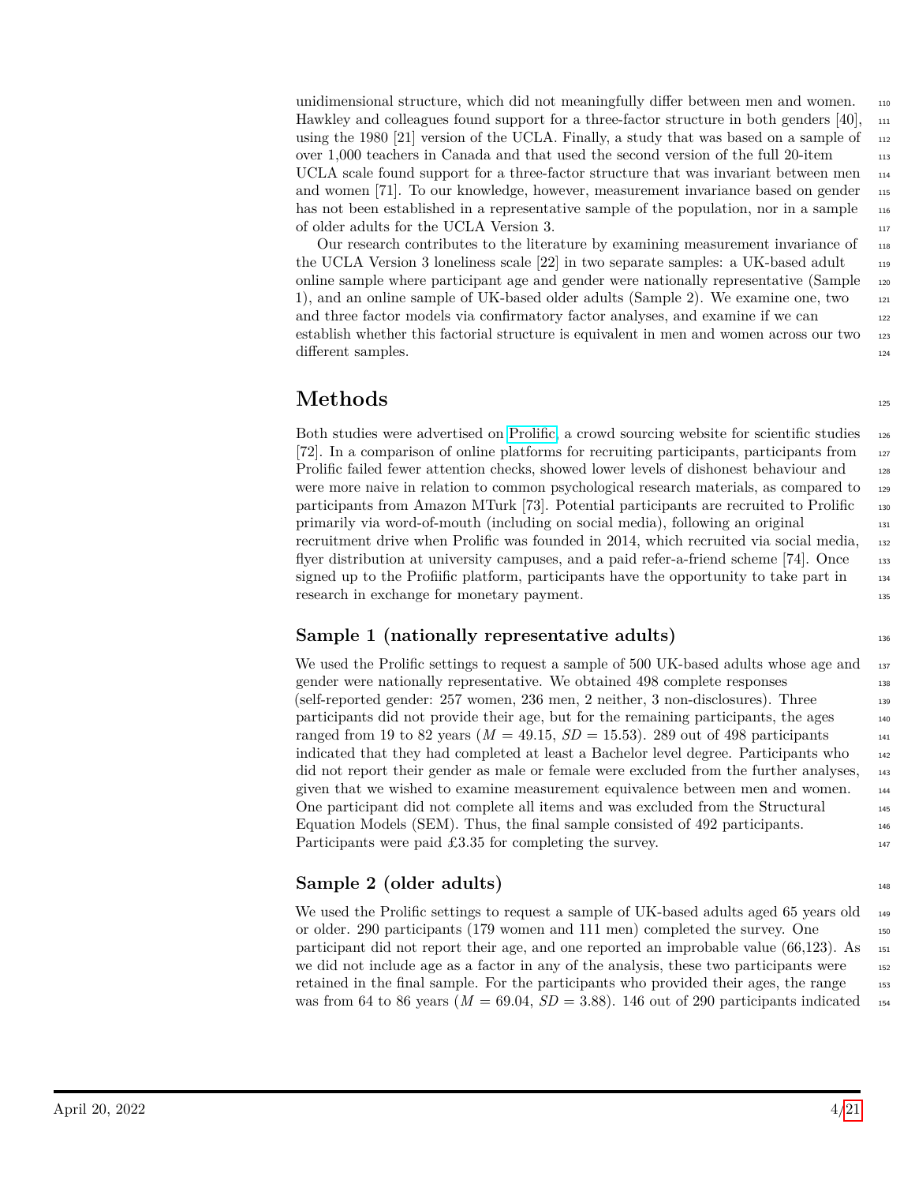unidimensional structure, which did not meaningfully differ between men and women. Hawkley and colleagues found support for a three-factor structure in both genders [40], using the 1980 [21] version of the UCLA. Finally, a study that was based on a sample of over 1,000 teachers in Canada and that used the second version of the full 20-item UCLA scale found support for a three-factor structure that was invariant between men and women [71]. To our knowledge, however, measurement invariance based on gender has not been established in a representative sample of the population, nor in a sample of older adults for the UCLA Version 3.

Our research contributes to the literature by examining measurement invariance of the UCLA Version 3 loneliness scale [22] in two separate samples: a UK-based adult online sample where participant age and gender were nationally representative (Sample 1), and an online sample of UK-based older adults (Sample 2). We examine one, two and three factor models via confirmatory factor analyses, and examine if we can establish whether this factorial structure is equivalent in men and women across our two different samples.

# Methods

Both studies were advertised on Prolific, a crowd sourcing website for scientific studies [72]. In a comparison of online platforms for recruiting participants, participants from Prolific failed fewer attention checks, showed lower levels of dishonest behaviour and were more naive in relation to common psychological research materials, as compared to participants from Amazon MTurk [73]. Potential participants are recruited to Prolific primarily via word-of-mouth (including on social media), following an original recruitment drive when Prolific was founded in 2014, which recruited via social media, flyer distribution at university campuses, and a paid refer-a-friend scheme [74]. Once signed up to the Profiific platform, participants have the opportunity to take part in research in exchange for monetary payment.

## Sample 1 (nationally representative adults)

We used the Prolific settings to request a sample of 500 UK-based adults whose age and gender were nationally representative. We obtained 498 complete responses (self-reported gender: 257 women, 236 men, 2 neither, 3 non-disclosures). Three participants did not provide their age, but for the remaining participants, the ages ranged from 19 to 82 years ($M$ = 49.15, $SD$ = 15.53). 289 out of 498 participants indicated that they had completed at least a Bachelor level degree. Participants who did not report their gender as male or female were excluded from the further analyses, given that we wished to examine measurement equivalence between men and women. One participant did not complete all items and was excluded from the Structural Equation Models (SEM). Thus, the final sample consisted of 492 participants. Participants were paid £3.35 for completing the survey.

## Sample 2 (older adults)

We used the Prolific settings to request a sample of UK-based adults aged 65 years old or older. 290 participants (179 women and 111 men) completed the survey. One participant did not report their age, and one reported an improbable value (66,123). As we did not include age as a factor in any of the analysis, these two participants were retained in the final sample. For the participants who provided their ages, the range was from 64 to 86 years ($M$ = 69.04, $SD$ = 3.88). 146 out of 290 participants indicated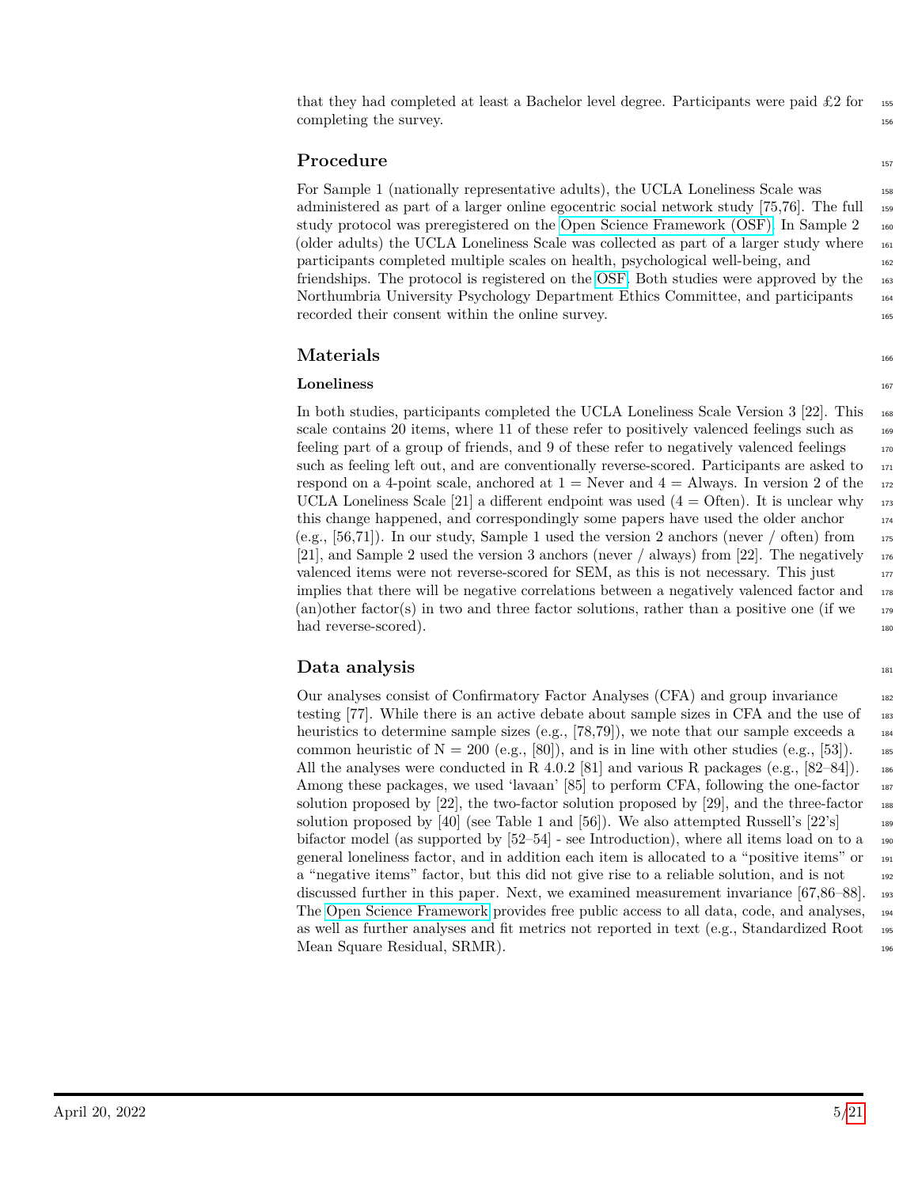that they had completed at least a Bachelor level degree. Participants were paid £2 for completing the survey.

## Procedure

For Sample 1 (nationally representative adults), the UCLA Loneliness Scale was administered as part of a larger online egocentric social network study [75,76]. The full study protocol was preregistered on the Open Science Framework (OSF). In Sample 2 (older adults) the UCLA Loneliness Scale was collected as part of a larger study where participants completed multiple scales on health, psychological well-being, and friendships. The protocol is registered on the OSF. Both studies were approved by the Northumbria University Psychology Department Ethics Committee, and participants recorded their consent within the online survey.

## Materials

### Loneliness

In both studies, participants completed the UCLA Loneliness Scale Version 3 [22]. This scale contains 20 items, where 11 of these refer to positively valenced feelings such as feeling part of a group of friends, and 9 of these refer to negatively valenced feelings such as feeling left out, and are conventionally reverse-scored. Participants are asked to respond on a 4-point scale, anchored at 1 = Never and 4 = Always. In version 2 of the UCLA Loneliness Scale [21] a different endpoint was used (4 = Often). It is unclear why this change happened, and correspondingly some papers have used the older anchor (e.g., [56,71]). In our study, Sample 1 used the version 2 anchors (never / often) from [21], and Sample 2 used the version 3 anchors (never / always) from [22]. The negatively valenced items were not reverse-scored for SEM, as this is not necessary. This just implies that there will be negative correlations between a negatively valenced factor and (an)other factor(s) in two and three factor solutions, rather than a positive one (if we had reverse-scored).

## Data analysis

Our analyses consist of Confirmatory Factor Analyses (CFA) and group invariance testing [77]. While there is an active debate about sample sizes in CFA and the use of heuristics to determine sample sizes (e.g., [78,79]), we note that our sample exceeds a common heuristic of N = 200 (e.g., [80]), and is in line with other studies (e.g., [53]). All the analyses were conducted in R 4.0.2 [81] and various R packages (e.g., [82–84]). Among these packages, we used 'lavaan' [85] to perform CFA, following the one-factor solution proposed by [22], the two-factor solution proposed by [29], and the three-factor solution proposed by [40] (see Table 1 and [56]). We also attempted Russell's [22's] bifactor model (as supported by [52–54] - see Introduction), where all items load on to a general loneliness factor, and in addition each item is allocated to a "positive items" or a "negative items" factor, but this did not give rise to a reliable solution, and is not discussed further in this paper. Next, we examined measurement invariance [67,86–88]. The Open Science Framework provides free public access to all data, code, and analyses, as well as further analyses and fit metrics not reported in text (e.g., Standardized Root Mean Square Residual, SRMR).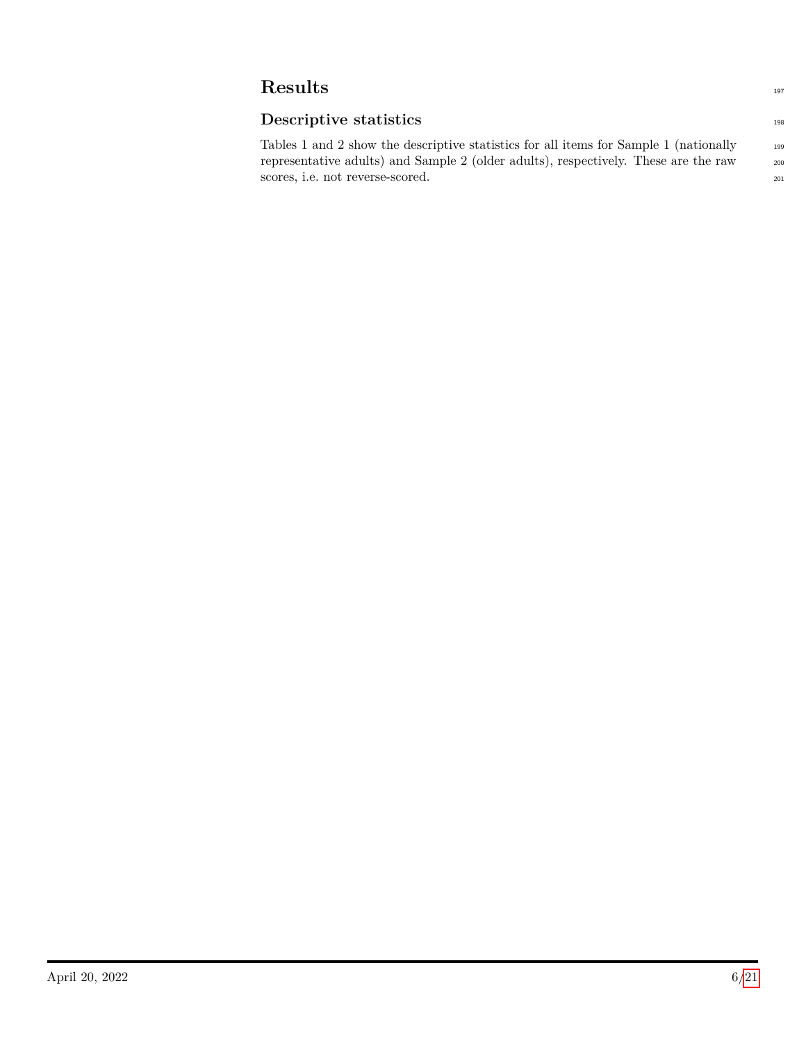# Results

## Descriptive statistics

Tables 1 and 2 show the descriptive statistics for all items for Sample 1 (nationally representative adults) and Sample 2 (older adults), respectively. These are the raw scores, i.e. not reverse-scored.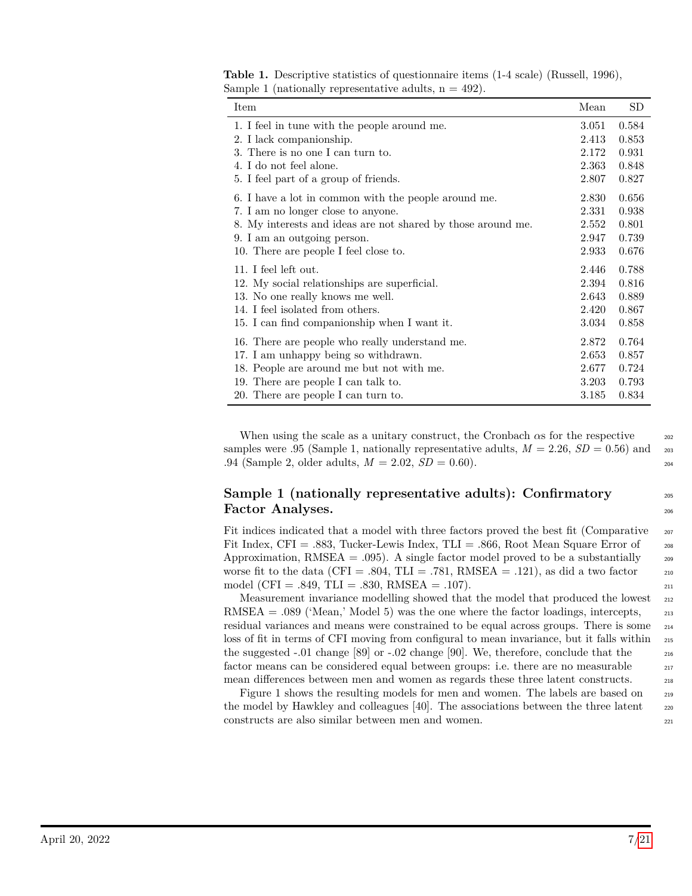**Table 1.** Descriptive statistics of questionnaire items (1-4 scale) (Russell, 1996), Sample 1 (nationally representative adults, n = 492).

| Item | Mean | SD |
|---|---|---|
| 1. I feel in tune with the people around me. | 3.051 | 0.584 |
| 2. I lack companionship. | 2.413 | 0.853 |
| 3. There is no one I can turn to. | 2.172 | 0.931 |
| 4. I do not feel alone. | 2.363 | 0.848 |
| 5. I feel part of a group of friends. | 2.807 | 0.827 |
| 6. I have a lot in common with the people around me. | 2.830 | 0.656 |
| 7. I am no longer close to anyone. | 2.331 | 0.938 |
| 8. My interests and ideas are not shared by those around me. | 2.552 | 0.801 |
| 9. I am an outgoing person. | 2.947 | 0.739 |
| 10. There are people I feel close to. | 2.933 | 0.676 |
| 11. I feel left out. | 2.446 | 0.788 |
| 12. My social relationships are superficial. | 2.394 | 0.816 |
| 13. No one really knows me well. | 2.643 | 0.889 |
| 14. I feel isolated from others. | 2.420 | 0.867 |
| 15. I can find companionship when I want it. | 3.034 | 0.858 |
| 16. There are people who really understand me. | 2.872 | 0.764 |
| 17. I am unhappy being so withdrawn. | 2.653 | 0.857 |
| 18. People are around me but not with me. | 2.677 | 0.724 |
| 19. There are people I can talk to. | 3.203 | 0.793 |
| 20. There are people I can turn to. | 3.185 | 0.834 |

When using the scale as a unitary construct, the Cronbach $\alpha$s for the respective samples were .95 (Sample 1, nationally representative adults, $M = 2.26$, $SD = 0.56$) and .94 (Sample 2, older adults, $M = 2.02$, $SD = 0.60$).

## Sample 1 (nationally representative adults): Confirmatory Factor Analyses.

Fit indices indicated that a model with three factors proved the best fit (Comparative Fit Index, CFI = .883, Tucker-Lewis Index, TLI = .866, Root Mean Square Error of Approximation, RMSEA = .095). A single factor model proved to be a substantially worse fit to the data (CFI = .804, TLI = .781, RMSEA = .121), as did a two factor model (CFI = .849, TLI = .830, RMSEA = .107).

Measurement invariance modelling showed that the model that produced the lowest RMSEA = .089 ('Mean,' Model 5) was the one where the factor loadings, intercepts, residual variances and means were constrained to be equal across groups. There is some loss of fit in terms of CFI moving from configural to mean invariance, but it falls within the suggested -.01 change [89] or -.02 change [90]. We, therefore, conclude that the factor means can be considered equal between groups: i.e. there are no measurable mean differences between men and women as regards these three latent constructs.

Figure 1 shows the resulting models for men and women. The labels are based on the model by Hawkley and colleagues [40]. The associations between the three latent constructs are also similar between men and women.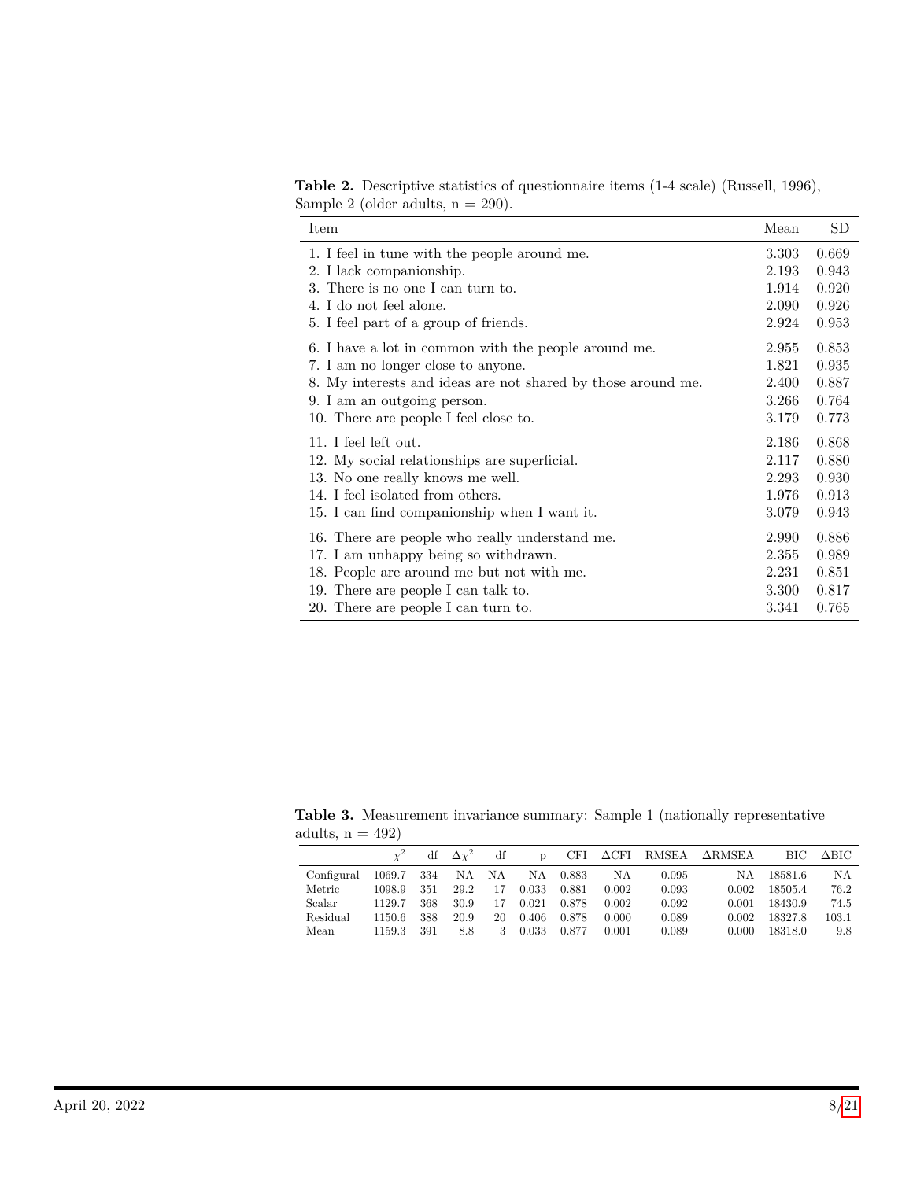**Table 2.** Descriptive statistics of questionnaire items (1-4 scale) (Russell, 1996), Sample 2 (older adults, n = 290).

| Item | Mean | SD |
|---|---|---|
| 1. I feel in tune with the people around me. | 3.303 | 0.669 |
| 2. I lack companionship. | 2.193 | 0.943 |
| 3. There is no one I can turn to. | 1.914 | 0.920 |
| 4. I do not feel alone. | 2.090 | 0.926 |
| 5. I feel part of a group of friends. | 2.924 | 0.953 |
| 6. I have a lot in common with the people around me. | 2.955 | 0.853 |
| 7. I am no longer close to anyone. | 1.821 | 0.935 |
| 8. My interests and ideas are not shared by those around me. | 2.400 | 0.887 |
| 9. I am an outgoing person. | 3.266 | 0.764 |
| 10. There are people I feel close to. | 3.179 | 0.773 |
| 11. I feel left out. | 2.186 | 0.868 |
| 12. My social relationships are superficial. | 2.117 | 0.880 |
| 13. No one really knows me well. | 2.293 | 0.930 |
| 14. I feel isolated from others. | 1.976 | 0.913 |
| 15. I can find companionship when I want it. | 3.079 | 0.943 |
| 16. There are people who really understand me. | 2.990 | 0.886 |
| 17. I am unhappy being so withdrawn. | 2.355 | 0.989 |
| 18. People are around me but not with me. | 2.231 | 0.851 |
| 19. There are people I can talk to. | 3.300 | 0.817 |
| 20. There are people I can turn to. | 3.341 | 0.765 |

**Table 3.** Measurement invariance summary: Sample 1 (nationally representative adults, n = 492)

| | $\chi^2$ | df | $\Delta\chi^2$ | df | p | CFI | $\Delta$CFI | RMSEA | $\Delta$RMSEA | BIC | $\Delta$BIC |
|---|---|---|---|---|---|---|---|---|---|---|---|
| Configural | 1069.7 | 334 | NA | NA | NA | 0.883 | NA | 0.095 | NA | 18581.6 | NA |
| Metric | 1098.9 | 351 | 29.2 | 17 | 0.033 | 0.881 | 0.002 | 0.093 | 0.002 | 18505.4 | 76.2 |
| Scalar | 1129.7 | 368 | 30.9 | 17 | 0.021 | 0.878 | 0.002 | 0.092 | 0.001 | 18430.9 | 74.5 |
| Residual | 1150.6 | 388 | 20.9 | 20 | 0.406 | 0.878 | 0.000 | 0.089 | 0.002 | 18327.8 | 103.1 |
| Mean | 1159.3 | 391 | 8.8 | 3 | 0.033 | 0.877 | 0.001 | 0.089 | 0.000 | 18318.0 | 9.8 |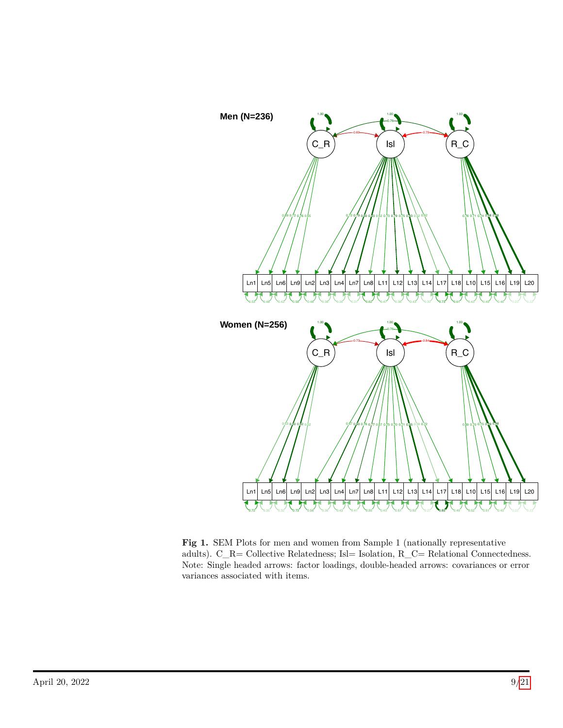**Fig 1.** SEM Plots for men and women from Sample 1 (nationally representative adults). C_R= Collective Relatedness; Isl= Isolation, R_C= Relational Connectedness. Note: Single headed arrows: factor loadings, double-headed arrows: covariances or error variances associated with items.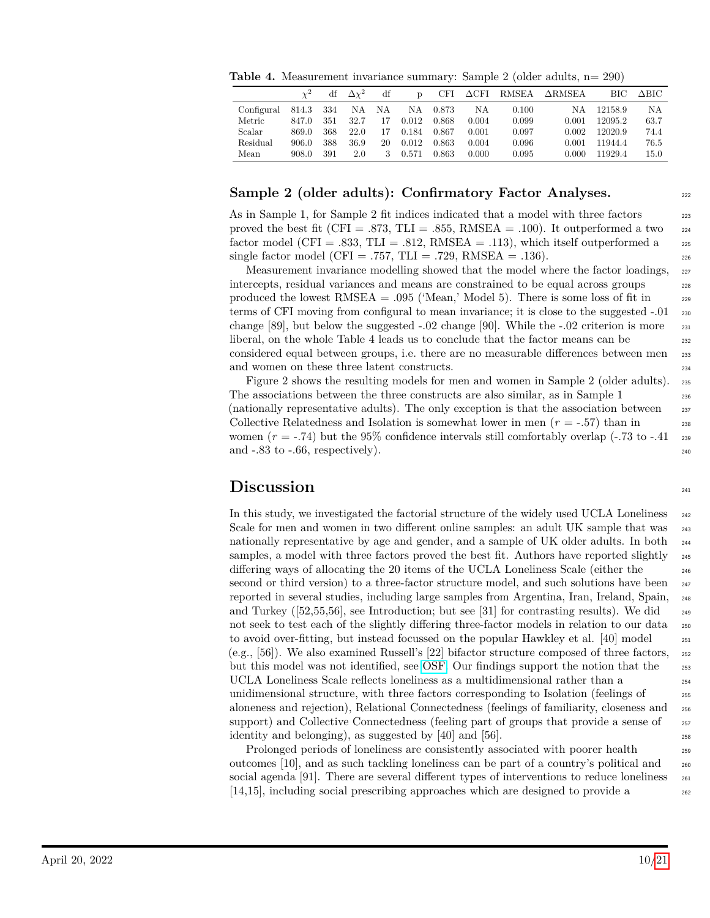**Table 4.** Measurement invariance summary: Sample 2 (older adults, n= 290)

| | $\chi^2$ | df | $\Delta\chi^2$ | df | p | CFI | $\Delta$CFI | RMSEA | $\Delta$RMSEA | BIC | $\Delta$BIC |
|---|---|---|---|---|---|---|---|---|---|---|---|
| Configural | 814.3 | 334 | NA | NA | NA | 0.873 | NA | 0.100 | NA | 12158.9 | NA |
| Metric | 847.0 | 351 | 32.7 | 17 | 0.012 | 0.868 | 0.004 | 0.099 | 0.001 | 12095.2 | 63.7 |
| Scalar | 869.0 | 368 | 22.0 | 17 | 0.184 | 0.867 | 0.001 | 0.097 | 0.002 | 12020.9 | 74.4 |
| Residual | 906.0 | 388 | 36.9 | 20 | 0.012 | 0.863 | 0.004 | 0.096 | 0.001 | 11944.4 | 76.5 |
| Mean | 908.0 | 391 | 2.0 | 3 | 0.571 | 0.863 | 0.000 | 0.095 | 0.000 | 11929.4 | 15.0 |

### Sample 2 (older adults): Confirmatory Factor Analyses.

As in Sample 1, for Sample 2 fit indices indicated that a model with three factors proved the best fit (CFI = .873, TLI = .855, RMSEA = .100). It outperformed a two factor model (CFI = .833, TLI = .812, RMSEA = .113), which itself outperformed a single factor model (CFI = .757, TLI = .729, RMSEA = .136).

Measurement invariance modelling showed that the model where the factor loadings, intercepts, residual variances and means are constrained to be equal across groups produced the lowest RMSEA = .095 ('Mean,' Model 5). There is some loss of fit in terms of CFI moving from configural to mean invariance; it is close to the suggested -.01 change [89], but below the suggested -.02 change [90]. While the -.02 criterion is more liberal, on the whole Table 4 leads us to conclude that the factor means can be considered equal between groups, i.e. there are no measurable differences between men and women on these three latent constructs.

Figure 2 shows the resulting models for men and women in Sample 2 (older adults). The associations between the three constructs are also similar, as in Sample 1 (nationally representative adults). The only exception is that the association between Collective Relatedness and Isolation is somewhat lower in men ($r$ = -.57) than in women ($r$ = -.74) but the 95% confidence intervals still comfortably overlap (-.73 to -.41 and -.83 to -.66, respectively).

## Discussion

In this study, we investigated the factorial structure of the widely used UCLA Loneliness Scale for men and women in two different online samples: an adult UK sample that was nationally representative by age and gender, and a sample of UK older adults. In both samples, a model with three factors proved the best fit. Authors have reported slightly differing ways of allocating the 20 items of the UCLA Loneliness Scale (either the second or third version) to a three-factor structure model, and such solutions have been reported in several studies, including large samples from Argentina, Iran, Ireland, Spain, and Turkey ([52,55,56], see Introduction; but see [31] for contrasting results). We did not seek to test each of the slightly differing three-factor models in relation to our data to avoid over-fitting, but instead focussed on the popular Hawkley et al. [40] model (e.g., [56]). We also examined Russell's [22] bifactor structure composed of three factors, but this model was not identified, see OSF. Our findings support the notion that the UCLA Loneliness Scale reflects loneliness as a multidimensional rather than a unidimensional structure, with three factors corresponding to Isolation (feelings of aloneness and rejection), Relational Connectedness (feelings of familiarity, closeness and support) and Collective Connectedness (feeling part of groups that provide a sense of identity and belonging), as suggested by [40] and [56].

Prolonged periods of loneliness are consistently associated with poorer health outcomes [10], and as such tackling loneliness can be part of a country's political and social agenda [91]. There are several different types of interventions to reduce loneliness [14,15], including social prescribing approaches which are designed to provide a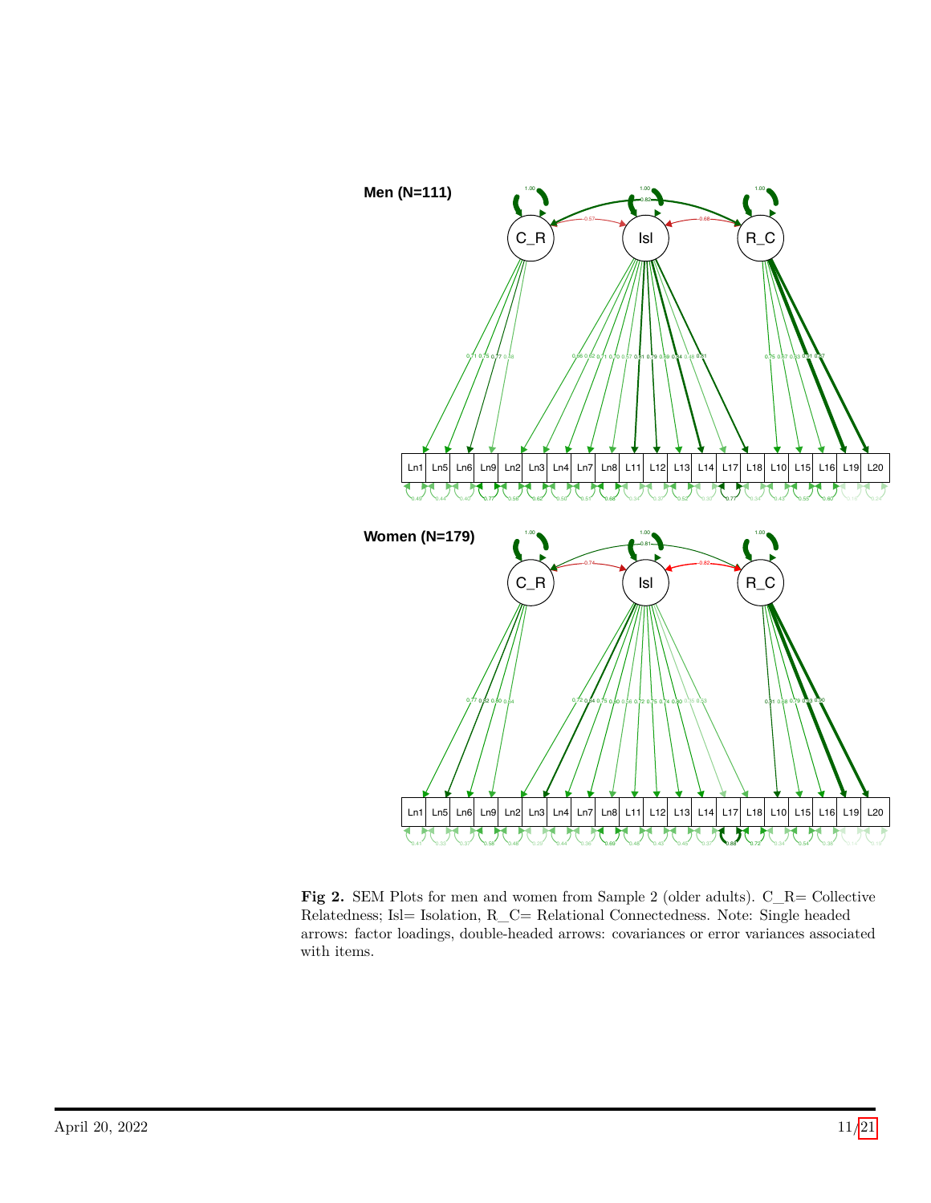**Fig 2.** SEM Plots for men and women from Sample 2 (older adults). C_R= Collective Relatedness; Isl= Isolation, R_C= Relational Connectedness. Note: Single headed arrows: factor loadings, double-headed arrows: covariances or error variances associated with items.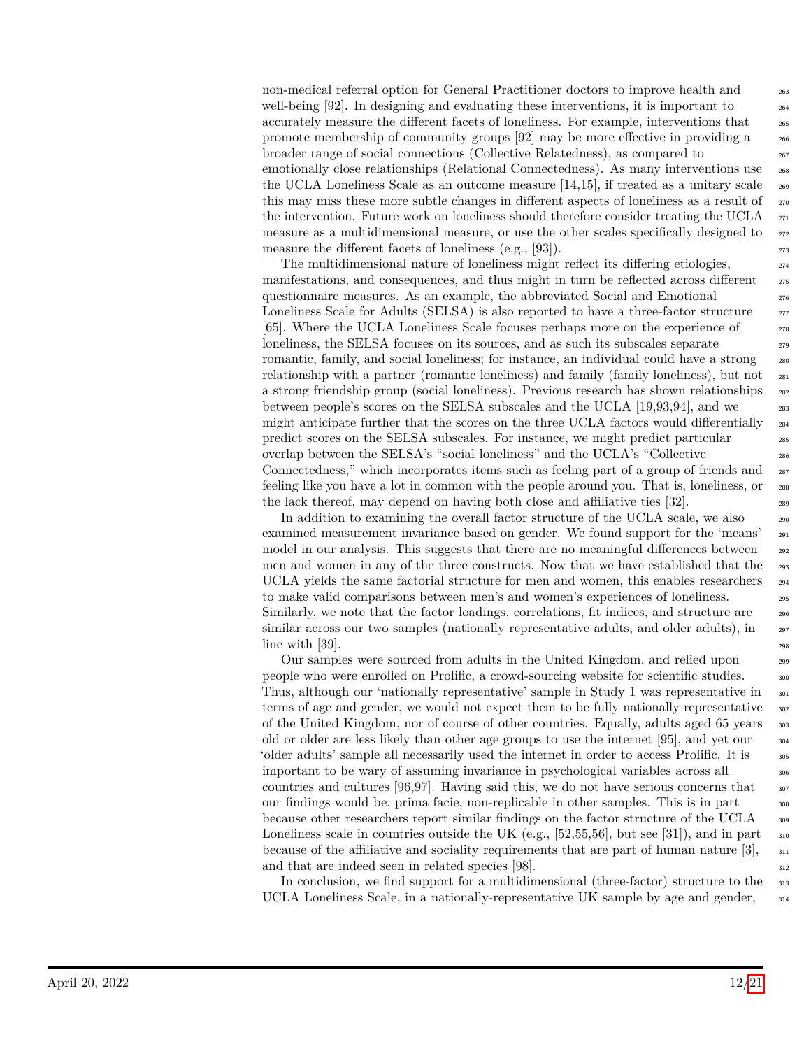non-medical referral option for General Practitioner doctors to improve health and well-being [92]. In designing and evaluating these interventions, it is important to accurately measure the different facets of loneliness. For example, interventions that promote membership of community groups [92] may be more effective in providing a broader range of social connections (Collective Relatedness), as compared to emotionally close relationships (Relational Connectedness). As many interventions use the UCLA Loneliness Scale as an outcome measure [14,15], if treated as a unitary scale this may miss these more subtle changes in different aspects of loneliness as a result of the intervention. Future work on loneliness should therefore consider treating the UCLA measure as a multidimensional measure, or use the other scales specifically designed to measure the different facets of loneliness (e.g., [93]).

The multidimensional nature of loneliness might reflect its differing etiologies, manifestations, and consequences, and thus might in turn be reflected across different questionnaire measures. As an example, the abbreviated Social and Emotional Loneliness Scale for Adults (SELSA) is also reported to have a three-factor structure [65]. Where the UCLA Loneliness Scale focuses perhaps more on the experience of loneliness, the SELSA focuses on its sources, and as such its subscales separate romantic, family, and social loneliness; for instance, an individual could have a strong relationship with a partner (romantic loneliness) and family (family loneliness), but not a strong friendship group (social loneliness). Previous research has shown relationships between people's scores on the SELSA subscales and the UCLA [19,93,94], and we might anticipate further that the scores on the three UCLA factors would differentially predict scores on the SELSA subscales. For instance, we might predict particular overlap between the SELSA's "social loneliness" and the UCLA's "Collective Connectedness," which incorporates items such as feeling part of a group of friends and feeling like you have a lot in common with the people around you. That is, loneliness, or the lack thereof, may depend on having both close and affiliative ties [32].

In addition to examining the overall factor structure of the UCLA scale, we also examined measurement invariance based on gender. We found support for the 'means' model in our analysis. This suggests that there are no meaningful differences between men and women in any of the three constructs. Now that we have established that the UCLA yields the same factorial structure for men and women, this enables researchers to make valid comparisons between men's and women's experiences of loneliness. Similarly, we note that the factor loadings, correlations, fit indices, and structure are similar across our two samples (nationally representative adults, and older adults), in line with [39].

Our samples were sourced from adults in the United Kingdom, and relied upon people who were enrolled on Prolific, a crowd-sourcing website for scientific studies. Thus, although our 'nationally representative' sample in Study 1 was representative in terms of age and gender, we would not expect them to be fully nationally representative of the United Kingdom, nor of course of other countries. Equally, adults aged 65 years old or older are less likely than other age groups to use the internet [95], and yet our 'older adults' sample all necessarily used the internet in order to access Prolific. It is important to be wary of assuming invariance in psychological variables across all countries and cultures [96,97]. Having said this, we do not have serious concerns that our findings would be, prima facie, non-replicable in other samples. This is in part because other researchers report similar findings on the factor structure of the UCLA Loneliness scale in countries outside the UK (e.g., [52,55,56], but see [31]), and in part because of the affiliative and sociality requirements that are part of human nature [3], and that are indeed seen in related species [98].

In conclusion, we find support for a multidimensional (three-factor) structure to the UCLA Loneliness Scale, in a nationally-representative UK sample by age and gender,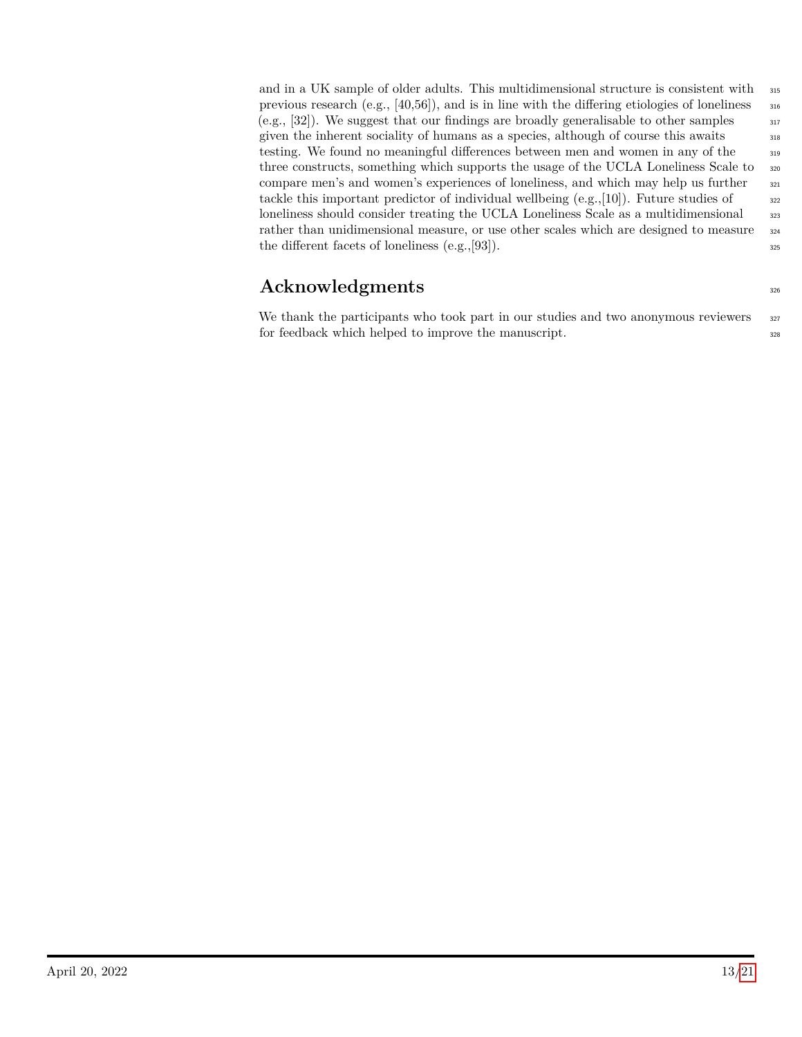and in a UK sample of older adults. This multidimensional structure is consistent with previous research (e.g., [40,56]), and is in line with the differing etiologies of loneliness (e.g., [32]). We suggest that our findings are broadly generalisable to other samples given the inherent sociality of humans as a species, although of course this awaits testing. We found no meaningful differences between men and women in any of the three constructs, something which supports the usage of the UCLA Loneliness Scale to compare men's and women's experiences of loneliness, and which may help us further tackle this important predictor of individual wellbeing (e.g.,[10]). Future studies of loneliness should consider treating the UCLA Loneliness Scale as a multidimensional rather than unidimensional measure, or use other scales which are designed to measure the different facets of loneliness (e.g.,[93]).

## Acknowledgments

We thank the participants who took part in our studies and two anonymous reviewers for feedback which helped to improve the manuscript.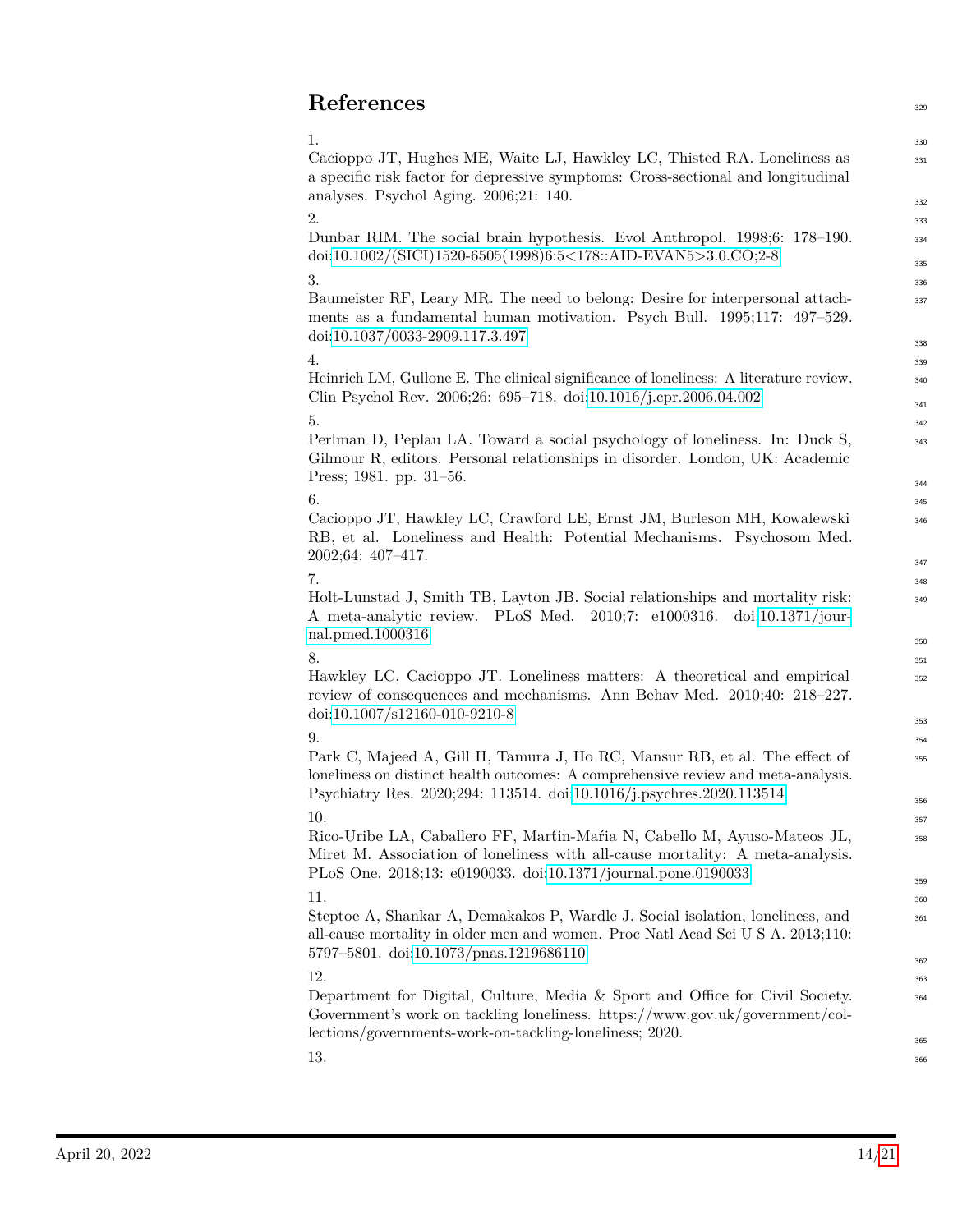# References

1.
Cacioppo JT, Hughes ME, Waite LJ, Hawkley LC, Thisted RA. Loneliness as a specific risk factor for depressive symptoms: Cross-sectional and longitudinal analyses. Psychol Aging. 2006;21: 140.

2.
Dunbar RIM. The social brain hypothesis. Evol Anthropol. 1998;6: 178–190. doi:10.1002/(SICI)1520-6505(1998)6:5<178::AID-EVAN5>3.0.CO;2-8

3.
Baumeister RF, Leary MR. The need to belong: Desire for interpersonal attachments as a fundamental human motivation. Psych Bull. 1995;117: 497–529. doi:10.1037/0033-2909.117.3.497

4.
Heinrich LM, Gullone E. The clinical significance of loneliness: A literature review. Clin Psychol Rev. 2006;26: 695–718. doi:10.1016/j.cpr.2006.04.002

5.
Perlman D, Peplau LA. Toward a social psychology of loneliness. In: Duck S, Gilmour R, editors. Personal relationships in disorder. London, UK: Academic Press; 1981. pp. 31–56.

6.
Cacioppo JT, Hawkley LC, Crawford LE, Ernst JM, Burleson MH, Kowalewski RB, et al. Loneliness and Health: Potential Mechanisms. Psychosom Med. 2002;64: 407–417.

7.
Holt-Lunstad J, Smith TB, Layton JB. Social relationships and mortality risk: A meta-analytic review. PLoS Med. 2010;7: e1000316. doi:10.1371/journal.pmed.1000316

8.
Hawkley LC, Cacioppo JT. Loneliness matters: A theoretical and empirical review of consequences and mechanisms. Ann Behav Med. 2010;40: 218–227. doi:10.1007/s12160-010-9210-8

9.
Park C, Majeed A, Gill H, Tamura J, Ho RC, Mansur RB, et al. The effect of loneliness on distinct health outcomes: A comprehensive review and meta-analysis. Psychiatry Res. 2020;294: 113514. doi:10.1016/j.psychres.2020.113514

10.
Rico-Uribe LA, Caballero FF, Martín-María N, Cabello M, Ayuso-Mateos JL, Miret M. Association of loneliness with all-cause mortality: A meta-analysis. PLoS One. 2018;13: e0190033. doi:10.1371/journal.pone.0190033

11.
Steptoe A, Shankar A, Demakakos P, Wardle J. Social isolation, loneliness, and all-cause mortality in older men and women. Proc Natl Acad Sci U S A. 2013;110: 5797–5801. doi:10.1073/pnas.1219686110

12.
Department for Digital, Culture, Media & Sport and Office for Civil Society. Government's work on tackling loneliness. https://www.gov.uk/government/collections/governments-work-on-tackling-loneliness; 2020.

13.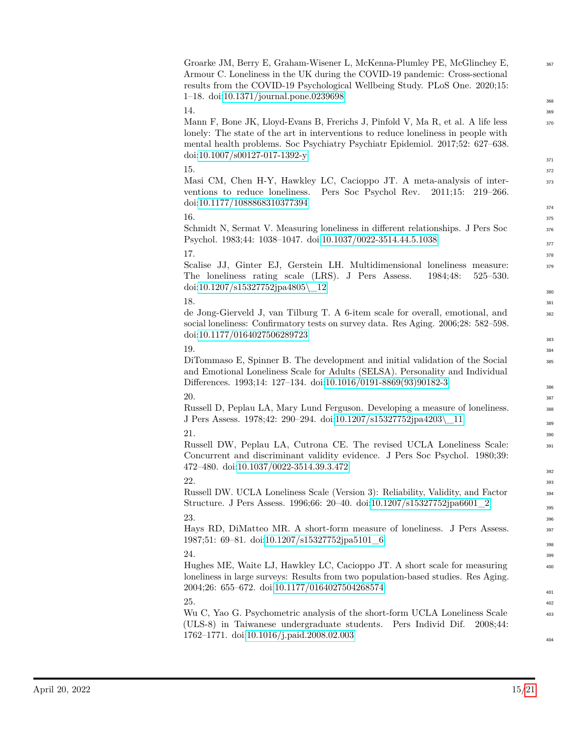Groarke JM, Berry E, Graham-Wisener L, McKenna-Plumley PE, McGlinchey E, Armour C. Loneliness in the UK during the COVID-19 pandemic: Cross-sectional results from the COVID-19 Psychological Wellbeing Study. PLoS One. 2020;15: 1–18. doi:10.1371/journal.pone.0239698

14.
Mann F, Bone JK, Lloyd-Evans B, Frerichs J, Pinfold V, Ma R, et al. A life less lonely: The state of the art in interventions to reduce loneliness in people with mental health problems. Soc Psychiatry Psychiatr Epidemiol. 2017;52: 627–638. doi:10.1007/s00127-017-1392-y

15.
Masi CM, Chen H-Y, Hawkley LC, Cacioppo JT. A meta-analysis of interventions to reduce loneliness. Pers Soc Psychol Rev. 2011;15: 219–266. doi:10.1177/1088868310377394

16.
Schmidt N, Sermat V. Measuring loneliness in different relationships. J Pers Soc Psychol. 1983;44: 1038–1047. doi:10.1037/0022-3514.44.5.1038

17.
Scalise JJ, Ginter EJ, Gerstein LH. Multidimensional loneliness measure: The loneliness rating scale (LRS). J Pers Assess. 1984;48: 525–530. doi:10.1207/s15327752jpa4805\_12

18.
de Jong-Gierveld J, van Tilburg T. A 6-item scale for overall, emotional, and social loneliness: Confirmatory tests on survey data. Res Aging. 2006;28: 582–598. doi:10.1177/0164027506289723

19.
DiTommaso E, Spinner B. The development and initial validation of the Social and Emotional Loneliness Scale for Adults (SELSA). Personality and Individual Differences. 1993;14: 127–134. doi:10.1016/0191-8869(93)90182-3

20.
Russell D, Peplau LA, Mary Lund Ferguson. Developing a measure of loneliness. J Pers Assess. 1978;42: 290–294. doi:10.1207/s15327752jpa4203\_11

21.
Russell DW, Peplau LA, Cutrona CE. The revised UCLA Loneliness Scale: Concurrent and discriminant validity evidence. J Pers Soc Psychol. 1980;39: 472–480. doi:10.1037/0022-3514.39.3.472

22.
Russell DW. UCLA Loneliness Scale (Version 3): Reliability, Validity, and Factor Structure. J Pers Assess. 1996;66: 20–40. doi:10.1207/s15327752jpa6601_2

23.
Hays RD, DiMatteo MR. A short-form measure of loneliness. J Pers Assess. 1987;51: 69–81. doi:10.1207/s15327752jpa5101_6

24.
Hughes ME, Waite LJ, Hawkley LC, Cacioppo JT. A short scale for measuring loneliness in large surveys: Results from two population-based studies. Res Aging. 2004;26: 655–672. doi:10.1177/0164027504268574

25.
Wu C, Yao G. Psychometric analysis of the short-form UCLA Loneliness Scale (ULS-8) in Taiwanese undergraduate students. Pers Individ Dif. 2008;44: 1762–1771. doi:10.1016/j.paid.2008.02.003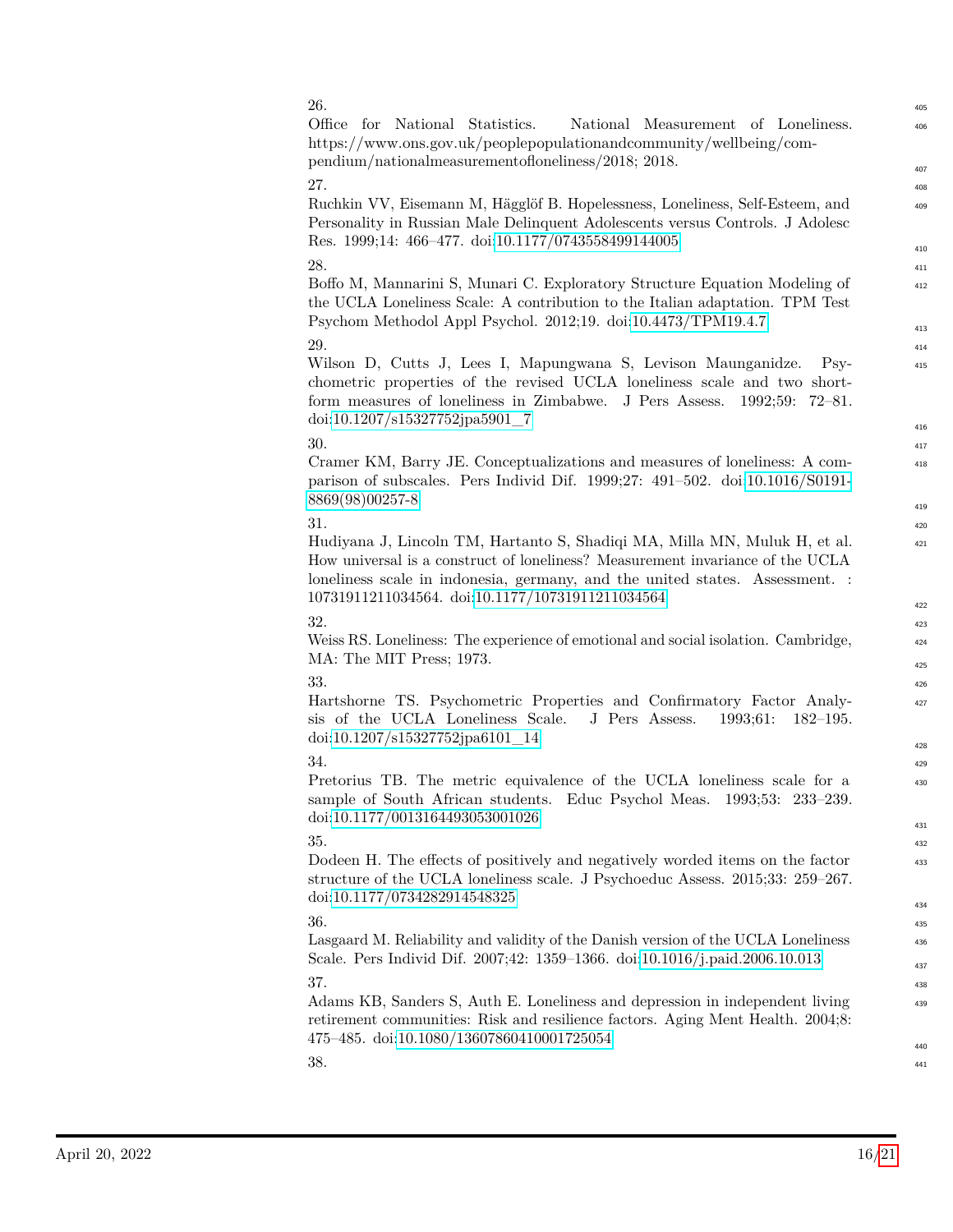26.
Office for National Statistics. National Measurement of Loneliness. https://www.ons.gov.uk/peoplepopulationandcommunity/wellbeing/compendium/nationalmeasurementofloneliness/2018; 2018.

27.
Ruchkin VV, Eisemann M, Hägglöf B. Hopelessness, Loneliness, Self-Esteem, and Personality in Russian Male Delinquent Adolescents versus Controls. J Adolesc Res. 1999;14: 466–477. doi:10.1177/0743558499144005

28.
Boffo M, Mannarini S, Munari C. Exploratory Structure Equation Modeling of the UCLA Loneliness Scale: A contribution to the Italian adaptation. TPM Test Psychom Methodol Appl Psychol. 2012;19. doi:10.4473/TPM19.4.7

29.
Wilson D, Cutts J, Lees I, Mapungwana S, Levison Maunganidze. Psychometric properties of the revised UCLA loneliness scale and two short-form measures of loneliness in Zimbabwe. J Pers Assess. 1992;59: 72–81. doi:10.1207/s15327752jpa5901_7

30.
Cramer KM, Barry JE. Conceptualizations and measures of loneliness: A comparison of subscales. Pers Individ Dif. 1999;27: 491–502. doi:10.1016/S0191-8869(98)00257-8

31.
Hudiyana J, Lincoln TM, Hartanto S, Shadiqi MA, Milla MN, Muluk H, et al. How universal is a construct of loneliness? Measurement invariance of the UCLA loneliness scale in indonesia, germany, and the united states. Assessment. : 10731911211034564. doi:10.1177/10731911211034564

32.
Weiss RS. Loneliness: The experience of emotional and social isolation. Cambridge, MA: The MIT Press; 1973.

33.
Hartshorne TS. Psychometric Properties and Confirmatory Factor Analysis of the UCLA Loneliness Scale. J Pers Assess. 1993;61: 182–195. doi:10.1207/s15327752jpa6101_14

34.
Pretorius TB. The metric equivalence of the UCLA loneliness scale for a sample of South African students. Educ Psychol Meas. 1993;53: 233–239. doi:10.1177/0013164493053001026

35.
Dodeen H. The effects of positively and negatively worded items on the factor structure of the UCLA loneliness scale. J Psychoeduc Assess. 2015;33: 259–267. doi:10.1177/0734282914548325

36.
Lasgaard M. Reliability and validity of the Danish version of the UCLA Loneliness Scale. Pers Individ Dif. 2007;42: 1359–1366. doi:10.1016/j.paid.2006.10.013

37.
Adams KB, Sanders S, Auth E. Loneliness and depression in independent living retirement communities: Risk and resilience factors. Aging Ment Health. 2004;8: 475–485. doi:10.1080/13607860410001725054

38.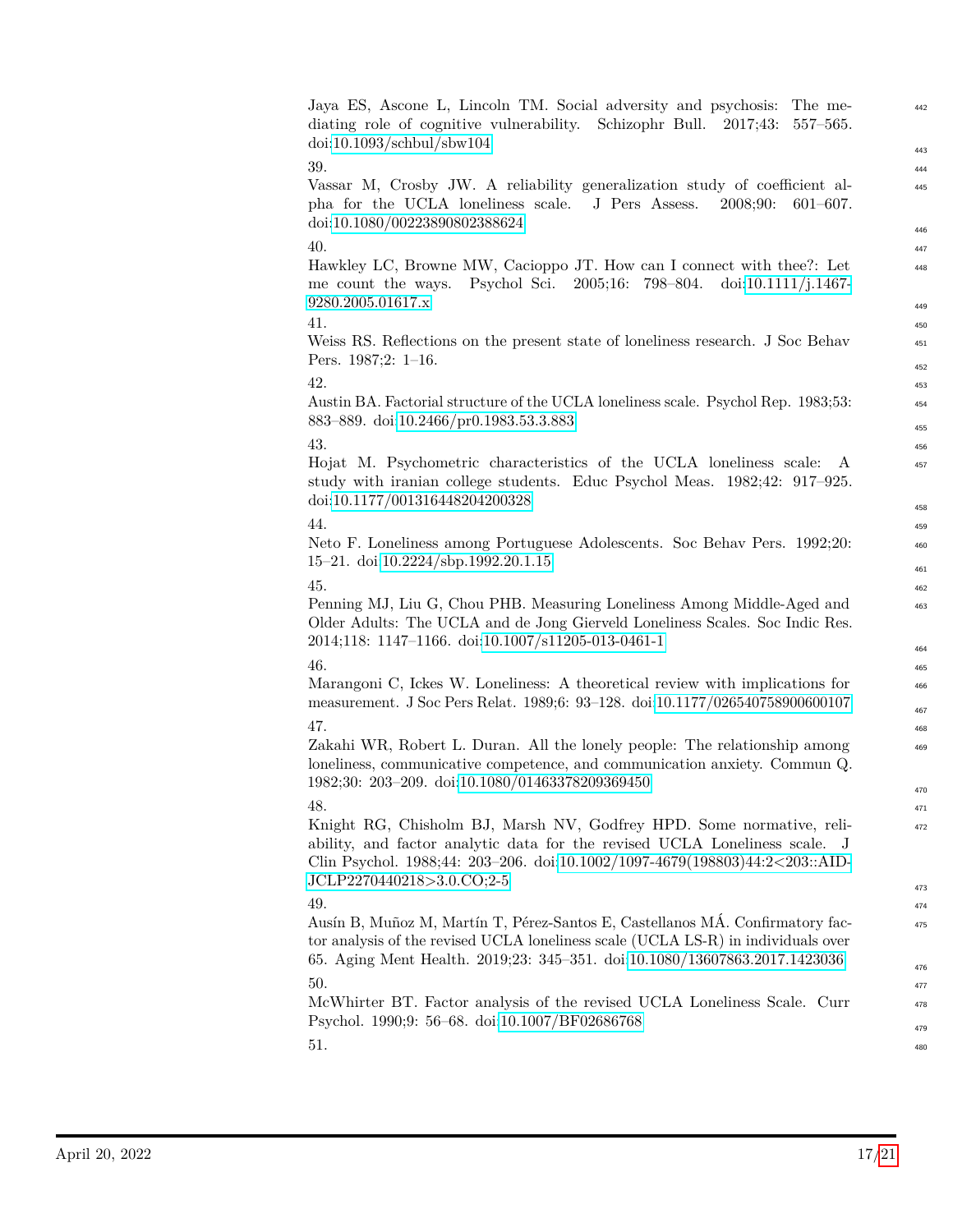Jaya ES, Ascone L, Lincoln TM. Social adversity and psychosis: The mediating role of cognitive vulnerability. Schizophr Bull. 2017;43: 557–565. doi:10.1093/schbul/sbw104

39.

Vassar M, Crosby JW. A reliability generalization study of coefficient alpha for the UCLA loneliness scale. J Pers Assess. 2008;90: 601–607. doi:10.1080/00223890802388624

40.

Hawkley LC, Browne MW, Cacioppo JT. How can I connect with thee?: Let me count the ways. Psychol Sci. 2005;16: 798–804. doi:10.1111/j.1467-9280.2005.01617.x

41.

Weiss RS. Reflections on the present state of loneliness research. J Soc Behav Pers. 1987;2: 1–16.

42.

Austin BA. Factorial structure of the UCLA loneliness scale. Psychol Rep. 1983;53: 883–889. doi:10.2466/pr0.1983.53.3.883

43.

Hojat M. Psychometric characteristics of the UCLA loneliness scale: A study with iranian college students. Educ Psychol Meas. 1982;42: 917–925. doi:10.1177/001316448204200328

44.

Neto F. Loneliness among Portuguese Adolescents. Soc Behav Pers. 1992;20: 15–21. doi:10.2224/sbp.1992.20.1.15

45.

Penning MJ, Liu G, Chou PHB. Measuring Loneliness Among Middle-Aged and Older Adults: The UCLA and de Jong Gierveld Loneliness Scales. Soc Indic Res. 2014;118: 1147–1166. doi:10.1007/s11205-013-0461-1

46.

Marangoni C, Ickes W. Loneliness: A theoretical review with implications for measurement. J Soc Pers Relat. 1989;6: 93–128. doi:10.1177/026540758900600107

47.

Zakahi WR, Robert L. Duran. All the lonely people: The relationship among loneliness, communicative competence, and communication anxiety. Commun Q. 1982;30: 203–209. doi:10.1080/01463378209369450

48.

Knight RG, Chisholm BJ, Marsh NV, Godfrey HPD. Some normative, reliability, and factor analytic data for the revised UCLA Loneliness scale. J Clin Psychol. 1988;44: 203–206. doi:10.1002/1097-4679(198803)44:2<203::AID-JCLP2270440218>3.0.CO;2-5

49.

Ausín B, Muñoz M, Martín T, Pérez-Santos E, Castellanos MÁ. Confirmatory factor analysis of the revised UCLA loneliness scale (UCLA LS-R) in individuals over 65. Aging Ment Health. 2019;23: 345–351. doi:10.1080/13607863.2017.1423036

50.

McWhirter BT. Factor analysis of the revised UCLA Loneliness Scale. Curr Psychol. 1990;9: 56–68. doi:10.1007/BF02686768

51.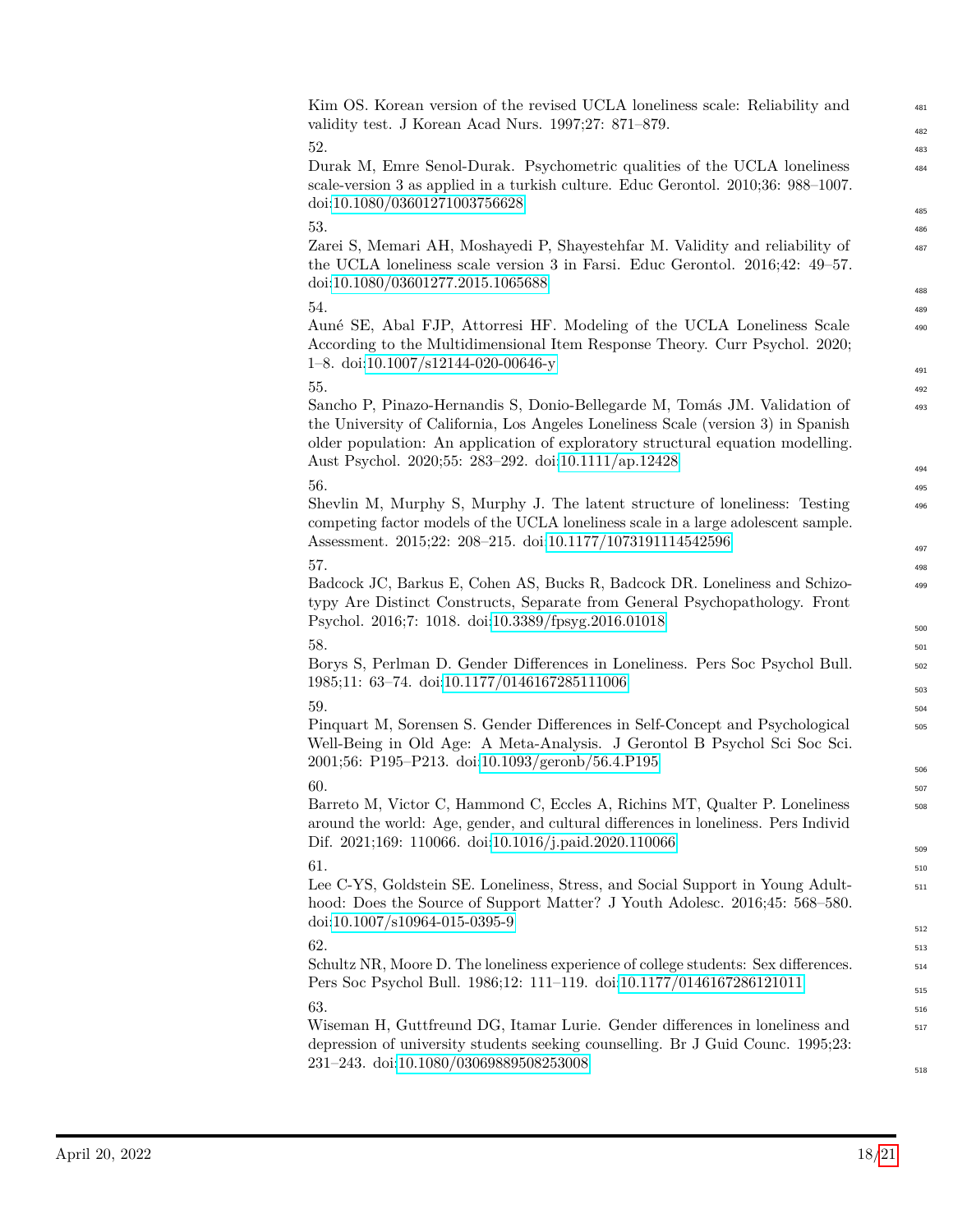Kim OS. Korean version of the revised UCLA loneliness scale: Reliability and validity test. J Korean Acad Nurs. 1997;27: 871–879.

52.
Durak M, Emre Senol-Durak. Psychometric qualities of the UCLA loneliness scale-version 3 as applied in a turkish culture. Educ Gerontol. 2010;36: 988–1007. doi:10.1080/03601271003756628

53.
Zarei S, Memari AH, Moshayedi P, Shayestehfar M. Validity and reliability of the UCLA loneliness scale version 3 in Farsi. Educ Gerontol. 2016;42: 49–57. doi:10.1080/03601277.2015.1065688

54.
Auné SE, Abal FJP, Attorresi HF. Modeling of the UCLA Loneliness Scale According to the Multidimensional Item Response Theory. Curr Psychol. 2020; 1–8. doi:10.1007/s12144-020-00646-y

55.
Sancho P, Pinazo-Hernandis S, Donio-Bellegarde M, Tomás JM. Validation of the University of California, Los Angeles Loneliness Scale (version 3) in Spanish older population: An application of exploratory structural equation modelling. Aust Psychol. 2020;55: 283–292. doi:10.1111/ap.12428

56.
Shevlin M, Murphy S, Murphy J. The latent structure of loneliness: Testing competing factor models of the UCLA loneliness scale in a large adolescent sample. Assessment. 2015;22: 208–215. doi:10.1177/1073191114542596

57.
Badcock JC, Barkus E, Cohen AS, Bucks R, Badcock DR. Loneliness and Schizotypy Are Distinct Constructs, Separate from General Psychopathology. Front Psychol. 2016;7: 1018. doi:10.3389/fpsyg.2016.01018

58.
Borys S, Perlman D. Gender Differences in Loneliness. Pers Soc Psychol Bull. 1985;11: 63–74. doi:10.1177/0146167285111006

59.
Pinquart M, Sorensen S. Gender Differences in Self-Concept and Psychological Well-Being in Old Age: A Meta-Analysis. J Gerontol B Psychol Sci Soc Sci. 2001;56: P195–P213. doi:10.1093/geronb/56.4.P195

60.
Barreto M, Victor C, Hammond C, Eccles A, Richins MT, Qualter P. Loneliness around the world: Age, gender, and cultural differences in loneliness. Pers Individ Dif. 2021;169: 110066. doi:10.1016/j.paid.2020.110066

61.
Lee C-YS, Goldstein SE. Loneliness, Stress, and Social Support in Young Adulthood: Does the Source of Support Matter? J Youth Adolesc. 2016;45: 568–580. doi:10.1007/s10964-015-0395-9

62.
Schultz NR, Moore D. The loneliness experience of college students: Sex differences. Pers Soc Psychol Bull. 1986;12: 111–119. doi:10.1177/0146167286121011

63.
Wiseman H, Guttfreund DG, Itamar Lurie. Gender differences in loneliness and depression of university students seeking counselling. Br J Guid Counc. 1995;23: 231–243. doi:10.1080/03069889508253008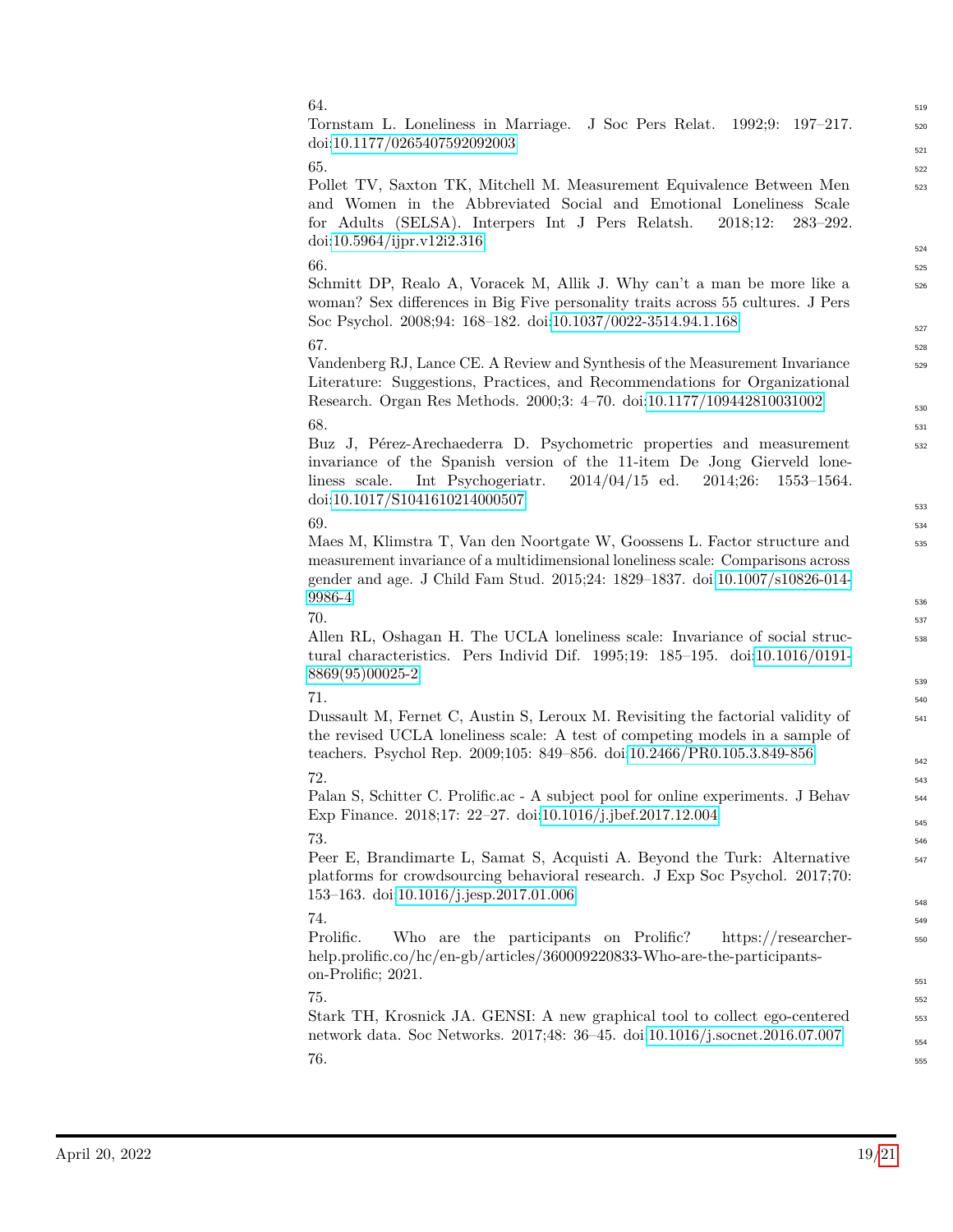64.
Tornstam L. Loneliness in Marriage. J Soc Pers Relat. 1992;9: 197–217. doi:10.1177/0265407592092003

65.
Pollet TV, Saxton TK, Mitchell M. Measurement Equivalence Between Men and Women in the Abbreviated Social and Emotional Loneliness Scale for Adults (SELSA). Interpers Int J Pers Relatsh. 2018;12: 283–292. doi:10.5964/ijpr.v12i2.316

66.
Schmitt DP, Realo A, Voracek M, Allik J. Why can't a man be more like a woman? Sex differences in Big Five personality traits across 55 cultures. J Pers Soc Psychol. 2008;94: 168–182. doi:10.1037/0022-3514.94.1.168

67.
Vandenberg RJ, Lance CE. A Review and Synthesis of the Measurement Invariance Literature: Suggestions, Practices, and Recommendations for Organizational Research. Organ Res Methods. 2000;3: 4–70. doi:10.1177/109442810031002

68.
Buz J, Pérez-Arechaederra D. Psychometric properties and measurement invariance of the Spanish version of the 11-item De Jong Gierveld loneliness scale. Int Psychogeriatr. 2014/04/15 ed. 2014;26: 1553–1564. doi:10.1017/S1041610214000507

69.
Maes M, Klimstra T, Van den Noortgate W, Goossens L. Factor structure and measurement invariance of a multidimensional loneliness scale: Comparisons across gender and age. J Child Fam Stud. 2015;24: 1829–1837. doi:10.1007/s10826-014-9986-4

70.
Allen RL, Oshagan H. The UCLA loneliness scale: Invariance of social structural characteristics. Pers Individ Dif. 1995;19: 185–195. doi:10.1016/0191-8869(95)00025-2

71.
Dussault M, Fernet C, Austin S, Leroux M. Revisiting the factorial validity of the revised UCLA loneliness scale: A test of competing models in a sample of teachers. Psychol Rep. 2009;105: 849–856. doi:10.2466/PR0.105.3.849-856

72.
Palan S, Schitter C. Prolific.ac - A subject pool for online experiments. J Behav Exp Finance. 2018;17: 22–27. doi:10.1016/j.jbef.2017.12.004

73.
Peer E, Brandimarte L, Samat S, Acquisti A. Beyond the Turk: Alternative platforms for crowdsourcing behavioral research. J Exp Soc Psychol. 2017;70: 153–163. doi:10.1016/j.jesp.2017.01.006

74.
Prolific. Who are the participants on Prolific? https://researcher-help.prolific.co/hc/en-gb/articles/360009220833-Who-are-the-participants-on-Prolific; 2021.

75.
Stark TH, Krosnick JA. GENSI: A new graphical tool to collect ego-centered network data. Soc Networks. 2017;48: 36–45. doi:10.1016/j.socnet.2016.07.007

76.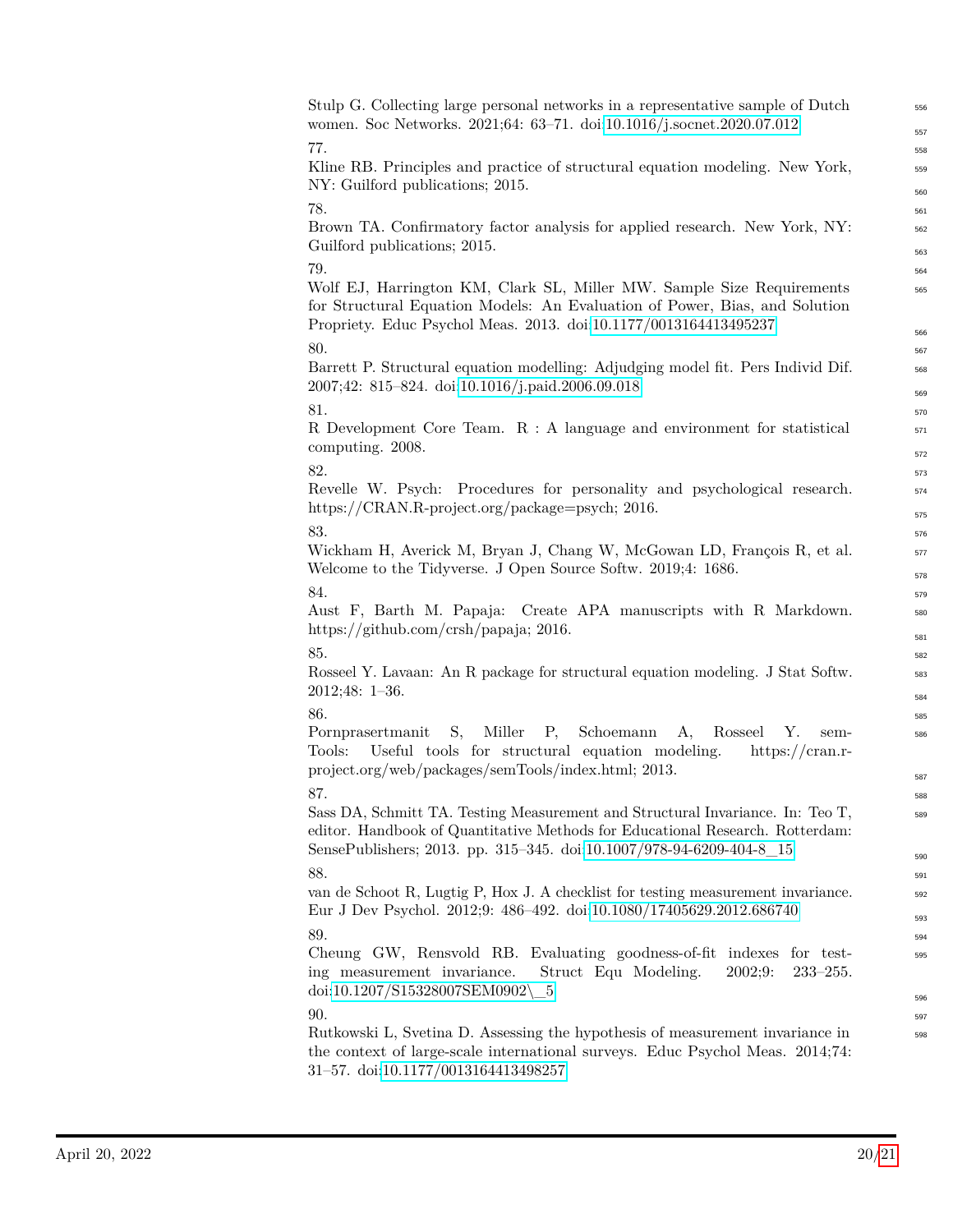Stulp G. Collecting large personal networks in a representative sample of Dutch women. Soc Networks. 2021;64: 63–71. doi:10.1016/j.socnet.2020.07.012

77.
Kline RB. Principles and practice of structural equation modeling. New York, NY: Guilford publications; 2015.

78.
Brown TA. Confirmatory factor analysis for applied research. New York, NY: Guilford publications; 2015.

79.
Wolf EJ, Harrington KM, Clark SL, Miller MW. Sample Size Requirements for Structural Equation Models: An Evaluation of Power, Bias, and Solution Propriety. Educ Psychol Meas. 2013. doi:10.1177/0013164413495237

80.
Barrett P. Structural equation modelling: Adjudging model fit. Pers Individ Dif. 2007;42: 815–824. doi:10.1016/j.paid.2006.09.018

81.
R Development Core Team. R : A language and environment for statistical computing. 2008.

82.
Revelle W. Psych: Procedures for personality and psychological research. https://CRAN.R-project.org/package=psych; 2016.

83.
Wickham H, Averick M, Bryan J, Chang W, McGowan LD, François R, et al. Welcome to the Tidyverse. J Open Source Softw. 2019;4: 1686.

84.
Aust F, Barth M. Papaja: Create APA manuscripts with R Markdown. https://github.com/crsh/papaja; 2016.

85.
Rosseel Y. Lavaan: An R package for structural equation modeling. J Stat Softw. 2012;48: 1–36.

86.
Pornprasertmanit S, Miller P, Schoemann A, Rosseel Y. semTools: Useful tools for structural equation modeling. https://cran.r-project.org/web/packages/semTools/index.html; 2013.

87.
Sass DA, Schmitt TA. Testing Measurement and Structural Invariance. In: Teo T, editor. Handbook of Quantitative Methods for Educational Research. Rotterdam: SensePublishers; 2013. pp. 315–345. doi:10.1007/978-94-6209-404-8_15

88.
van de Schoot R, Lugtig P, Hox J. A checklist for testing measurement invariance. Eur J Dev Psychol. 2012;9: 486–492. doi:10.1080/17405629.2012.686740

89.
Cheung GW, Rensvold RB. Evaluating goodness-of-fit indexes for testing measurement invariance. Struct Equ Modeling. 2002;9: 233–255. doi:10.1207/S15328007SEM0902\_5

90.
Rutkowski L, Svetina D. Assessing the hypothesis of measurement invariance in the context of large-scale international surveys. Educ Psychol Meas. 2014;74: 31–57. doi:10.1177/0013164413498257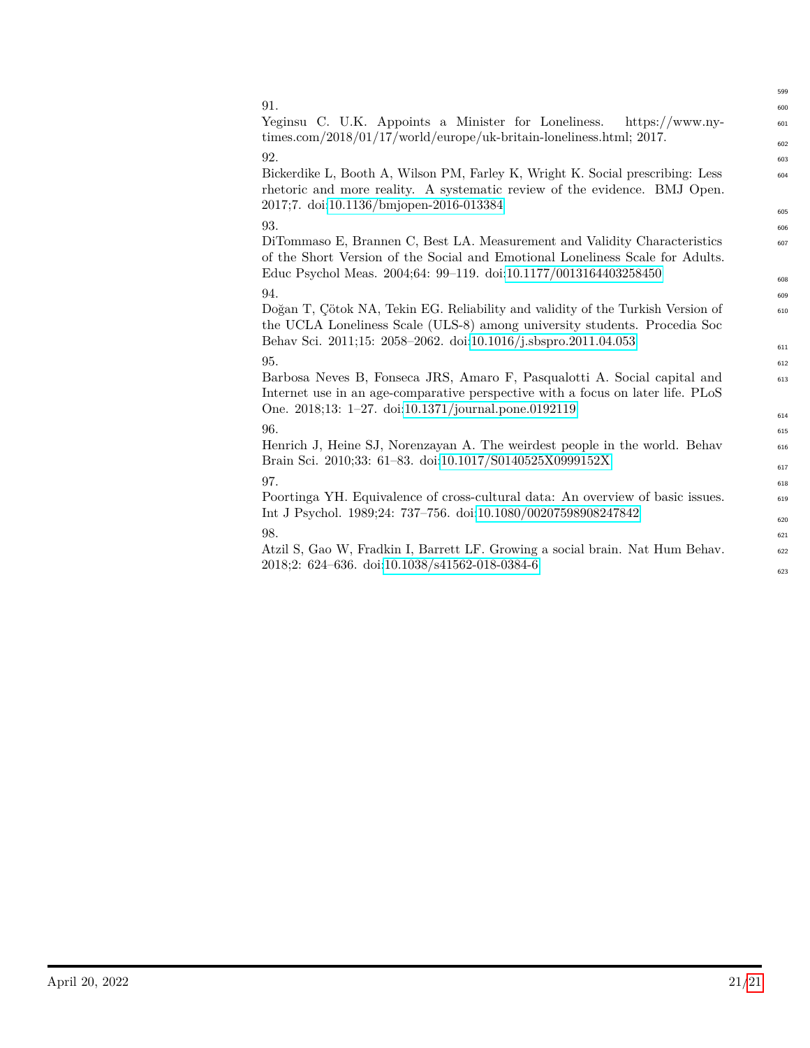91.
Yeginsu C. U.K. Appoints a Minister for Loneliness. https://www.nytimes.com/2018/01/17/world/europe/uk-britain-loneliness.html; 2017.

92.
Bickerdike L, Booth A, Wilson PM, Farley K, Wright K. Social prescribing: Less rhetoric and more reality. A systematic review of the evidence. BMJ Open. 2017;7. doi:10.1136/bmjopen-2016-013384

93.
DiTommaso E, Brannen C, Best LA. Measurement and Validity Characteristics of the Short Version of the Social and Emotional Loneliness Scale for Adults. Educ Psychol Meas. 2004;64: 99–119. doi:10.1177/0013164403258450

94.
Doğan T, Çötok NA, Tekin EG. Reliability and validity of the Turkish Version of the UCLA Loneliness Scale (ULS-8) among university students. Procedia Soc Behav Sci. 2011;15: 2058–2062. doi:10.1016/j.sbspro.2011.04.053

95.
Barbosa Neves B, Fonseca JRS, Amaro F, Pasqualotti A. Social capital and Internet use in an age-comparative perspective with a focus on later life. PLoS One. 2018;13: 1–27. doi:10.1371/journal.pone.0192119

96.
Henrich J, Heine SJ, Norenzayan A. The weirdest people in the world. Behav Brain Sci. 2010;33: 61–83. doi:10.1017/S0140525X0999152X

97.
Poortinga YH. Equivalence of cross-cultural data: An overview of basic issues. Int J Psychol. 1989;24: 737–756. doi:10.1080/00207598908247842

98.
Atzil S, Gao W, Fradkin I, Barrett LF. Growing a social brain. Nat Hum Behav. 2018;2: 624–636. doi:10.1038/s41562-018-0384-6